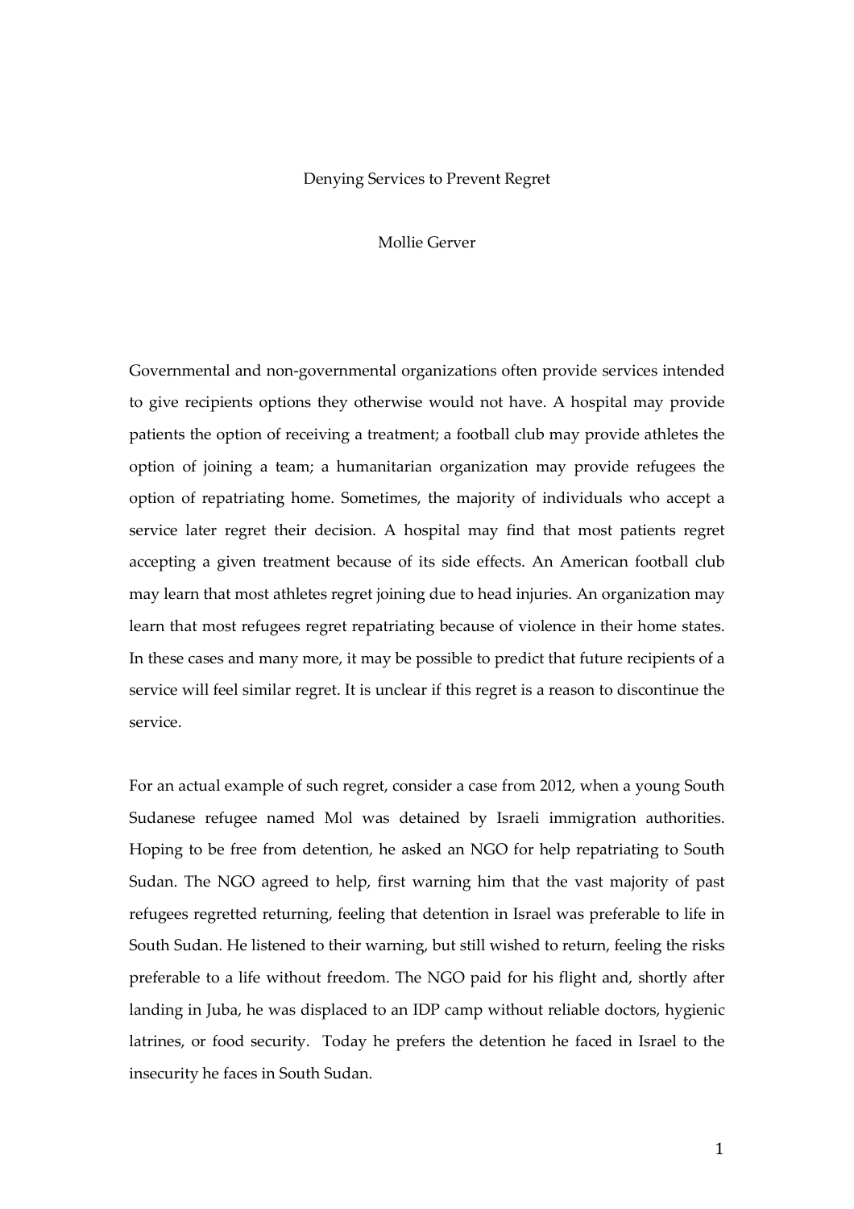# Denying Services to Prevent Regret

Mollie Gerver

Governmental and non-governmental organizations often provide services intended to give recipients options they otherwise would not have. A hospital may provide patients the option of receiving a treatment; a football club may provide athletes the option of joining a team; a humanitarian organization may provide refugees the option of repatriating home. Sometimes, the majority of individuals who accept a service later regret their decision. A hospital may find that most patients regret accepting a given treatment because of its side effects. An American football club may learn that most athletes regret joining due to head injuries. An organization may learn that most refugees regret repatriating because of violence in their home states. In these cases and many more, it may be possible to predict that future recipients of a service will feel similar regret. It is unclear if this regret is a reason to discontinue the service.

For an actual example of such regret, consider a case from 2012, when a young South Sudanese refugee named Mol was detained by Israeli immigration authorities. Hoping to be free from detention, he asked an NGO for help repatriating to South Sudan. The NGO agreed to help, first warning him that the vast majority of past refugees regretted returning, feeling that detention in Israel was preferable to life in South Sudan. He listened to their warning, but still wished to return, feeling the risks preferable to a life without freedom. The NGO paid for his flight and, shortly after landing in Juba, he was displaced to an IDP camp without reliable doctors, hygienic latrines, or food security. Today he prefers the detention he faced in Israel to the insecurity he faces in South Sudan.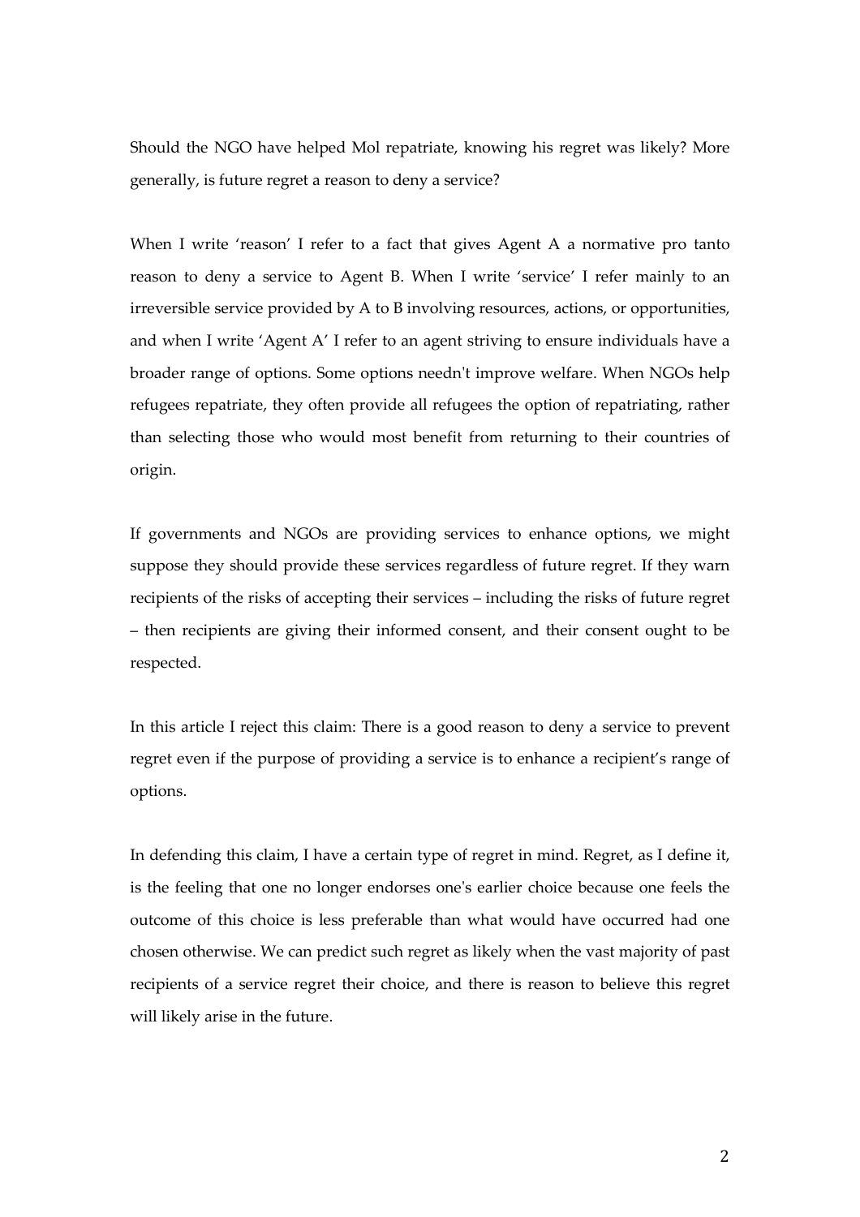Should the NGO have helped Mol repatriate, knowing his regret was likely? More generally, is future regret a reason to deny a service?

When I write 'reason' I refer to a fact that gives Agent A a normative pro tanto reason to deny a service to Agent B. When I write 'service' I refer mainly to an irreversible service provided by A to B involving resources, actions, or opportunities, and when I write 'Agent A' I refer to an agent striving to ensure individuals have a broader range of options. Some options needn't improve welfare. When NGOs help refugees repatriate, they often provide all refugees the option of repatriating, rather than selecting those who would most benefit from returning to their countries of origin.

If governments and NGOs are providing services to enhance options, we might suppose they should provide these services regardless of future regret. If they warn recipients of the risks of accepting their services – including the risks of future regret – then recipients are giving their informed consent, and their consent ought to be respected.

In this article I reject this claim: There is a good reason to deny a service to prevent regret even if the purpose of providing a service is to enhance a recipient's range of options.

In defending this claim, I have a certain type of regret in mind. Regret, as I define it, is the feeling that one no longer endorses one's earlier choice because one feels the outcome of this choice is less preferable than what would have occurred had one chosen otherwise. We can predict such regret as likely when the vast majority of past recipients of a service regret their choice, and there is reason to believe this regret will likely arise in the future.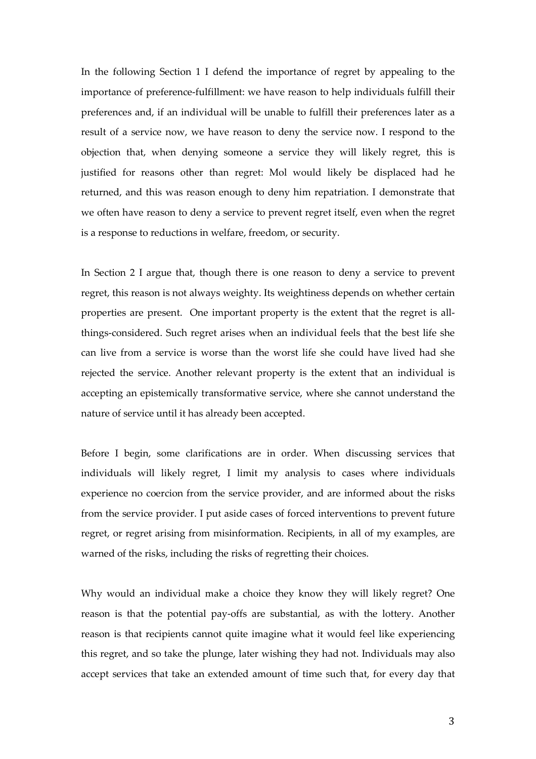In the following Section 1 I defend the importance of regret by appealing to the importance of preference-fulfillment: we have reason to help individuals fulfill their preferences and, if an individual will be unable to fulfill their preferences later as a result of a service now, we have reason to deny the service now. I respond to the objection that, when denying someone a service they will likely regret, this is justified for reasons other than regret: Mol would likely be displaced had he returned, and this was reason enough to deny him repatriation. I demonstrate that we often have reason to deny a service to prevent regret itself, even when the regret is a response to reductions in welfare, freedom, or security.

In Section 2 I argue that, though there is one reason to deny a service to prevent regret, this reason is not always weighty. Its weightiness depends on whether certain properties are present. One important property is the extent that the regret is all-things-considered. Such regret arises when an individual feels that the best life she can live from a service is worse than the worst life she could have lived had she rejected the service. Another relevant property is the extent that an individual is accepting an epistemically transformative service, where she cannot understand the nature of service until it has already been accepted.

Before I begin, some clarifications are in order. When discussing services that individuals will likely regret, I limit my analysis to cases where individuals experience no coercion from the service provider, and are informed about the risks from the service provider. I put aside cases of forced interventions to prevent future regret, or regret arising from misinformation. Recipients, in all of my examples, are warned of the risks, including the risks of regretting their choices.

Why would an individual make a choice they know they will likely regret? One reason is that the potential pay-offs are substantial, as with the lottery. Another reason is that recipients cannot quite imagine what it would feel like experiencing this regret, and so take the plunge, later wishing they had not. Individuals may also accept services that take an extended amount of time such that, for every day that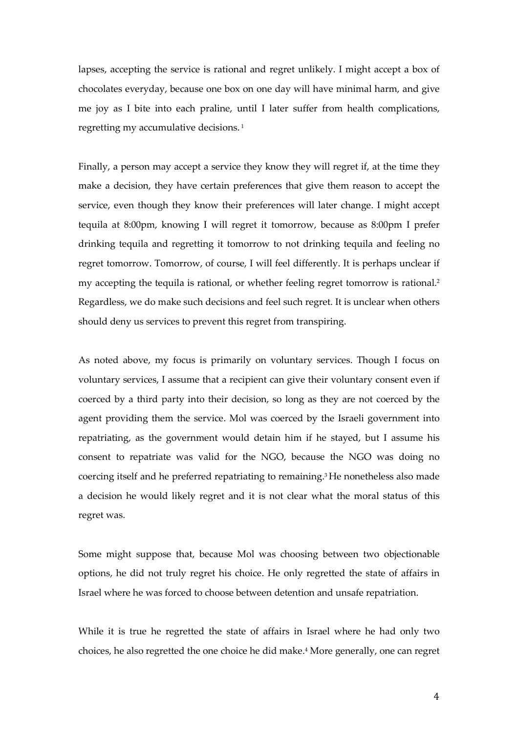lapses, accepting the service is rational and regret unlikely. I might accept a box of chocolates everyday, because one box on one day will have minimal harm, and give me joy as I bite into each praline, until I later suffer from health complications, regretting my accumulative decisions. [1]

Finally, a person may accept a service they know they will regret if, at the time they make a decision, they have certain preferences that give them reason to accept the service, even though they know their preferences will later change. I might accept tequila at 8:00pm, knowing I will regret it tomorrow, because as 8:00pm I prefer drinking tequila and regretting it tomorrow to not drinking tequila and feeling no regret tomorrow. Tomorrow, of course, I will feel differently. It is perhaps unclear if my accepting the tequila is rational, or whether feeling regret tomorrow is rational.[2] Regardless, we do make such decisions and feel such regret. It is unclear when others should deny us services to prevent this regret from transpiring.

As noted above, my focus is primarily on voluntary services. Though I focus on voluntary services, I assume that a recipient can give their voluntary consent even if coerced by a third party into their decision, so long as they are not coerced by the agent providing them the service. Mol was coerced by the Israeli government into repatriating, as the government would detain him if he stayed, but I assume his consent to repatriate was valid for the NGO, because the NGO was doing no coercing itself and he preferred repatriating to remaining.[3] He nonetheless also made a decision he would likely regret and it is not clear what the moral status of this regret was.

Some might suppose that, because Mol was choosing between two objectionable options, he did not truly regret his choice. He only regretted the state of affairs in Israel where he was forced to choose between detention and unsafe repatriation.

While it is true he regretted the state of affairs in Israel where he had only two choices, he also regretted the one choice he did make.[4] More generally, one can regret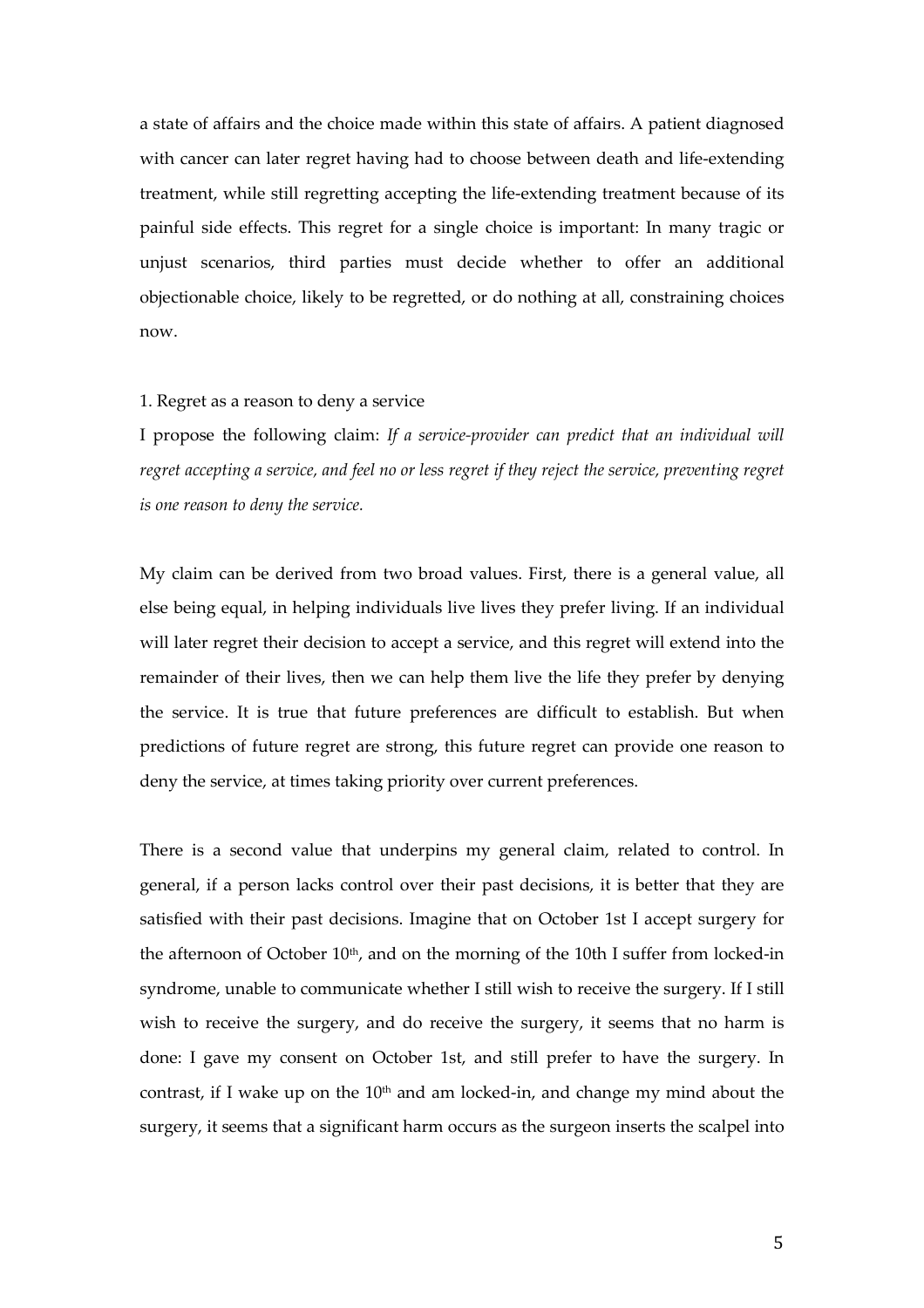a state of affairs and the choice made within this state of affairs. A patient diagnosed with cancer can later regret having had to choose between death and life-extending treatment, while still regretting accepting the life-extending treatment because of its painful side effects. This regret for a single choice is important: In many tragic or unjust scenarios, third parties must decide whether to offer an additional objectionable choice, likely to be regretted, or do nothing at all, constraining choices now.

## 1. Regret as a reason to deny a service

I propose the following claim: *If a service-provider can predict that an individual will regret accepting a service, and feel no or less regret if they reject the service, preventing regret is one reason to deny the service.*

My claim can be derived from two broad values. First, there is a general value, all else being equal, in helping individuals live lives they prefer living. If an individual will later regret their decision to accept a service, and this regret will extend into the remainder of their lives, then we can help them live the life they prefer by denying the service. It is true that future preferences are difficult to establish. But when predictions of future regret are strong, this future regret can provide one reason to deny the service, at times taking priority over current preferences.

There is a second value that underpins my general claim, related to control. In general, if a person lacks control over their past decisions, it is better that they are satisfied with their past decisions. Imagine that on October 1st I accept surgery for the afternoon of October 10th, and on the morning of the 10th I suffer from locked-in syndrome, unable to communicate whether I still wish to receive the surgery. If I still wish to receive the surgery, and do receive the surgery, it seems that no harm is done: I gave my consent on October 1st, and still prefer to have the surgery. In contrast, if I wake up on the 10th and am locked-in, and change my mind about the surgery, it seems that a significant harm occurs as the surgeon inserts the scalpel into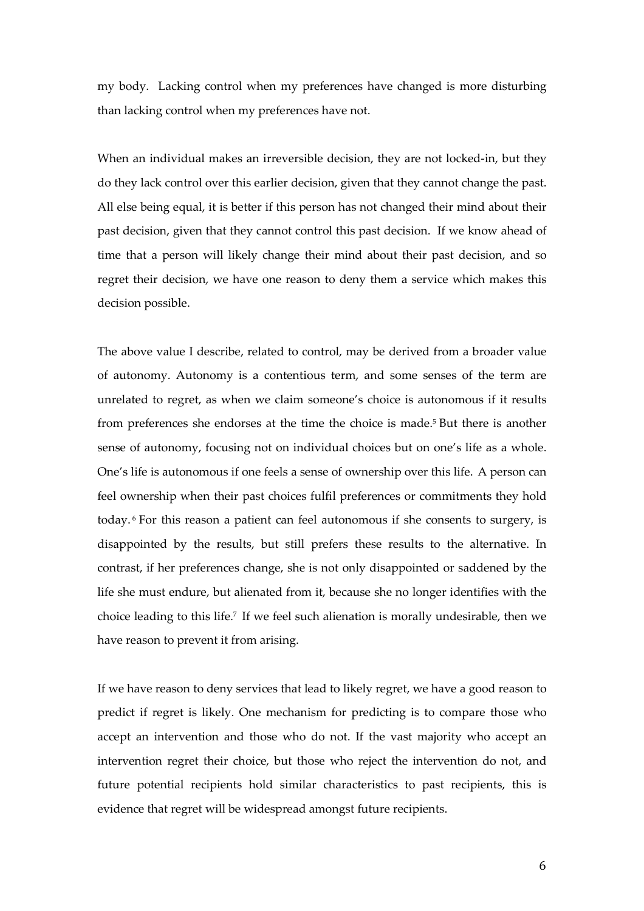my body. Lacking control when my preferences have changed is more disturbing than lacking control when my preferences have not.

When an individual makes an irreversible decision, they are not locked-in, but they do they lack control over this earlier decision, given that they cannot change the past. All else being equal, it is better if this person has not changed their mind about their past decision, given that they cannot control this past decision. If we know ahead of time that a person will likely change their mind about their past decision, and so regret their decision, we have one reason to deny them a service which makes this decision possible.

The above value I describe, related to control, may be derived from a broader value of autonomy. Autonomy is a contentious term, and some senses of the term are unrelated to regret, as when we claim someone's choice is autonomous if it results from preferences she endorses at the time the choice is made.[5] But there is another sense of autonomy, focusing not on individual choices but on one's life as a whole. One's life is autonomous if one feels a sense of ownership over this life. A person can feel ownership when their past choices fulfil preferences or commitments they hold today.[6] For this reason a patient can feel autonomous if she consents to surgery, is disappointed by the results, but still prefers these results to the alternative. In contrast, if her preferences change, she is not only disappointed or saddened by the life she must endure, but alienated from it, because she no longer identifies with the choice leading to this life.[7] If we feel such alienation is morally undesirable, then we have reason to prevent it from arising.

If we have reason to deny services that lead to likely regret, we have a good reason to predict if regret is likely. One mechanism for predicting is to compare those who accept an intervention and those who do not. If the vast majority who accept an intervention regret their choice, but those who reject the intervention do not, and future potential recipients hold similar characteristics to past recipients, this is evidence that regret will be widespread amongst future recipients.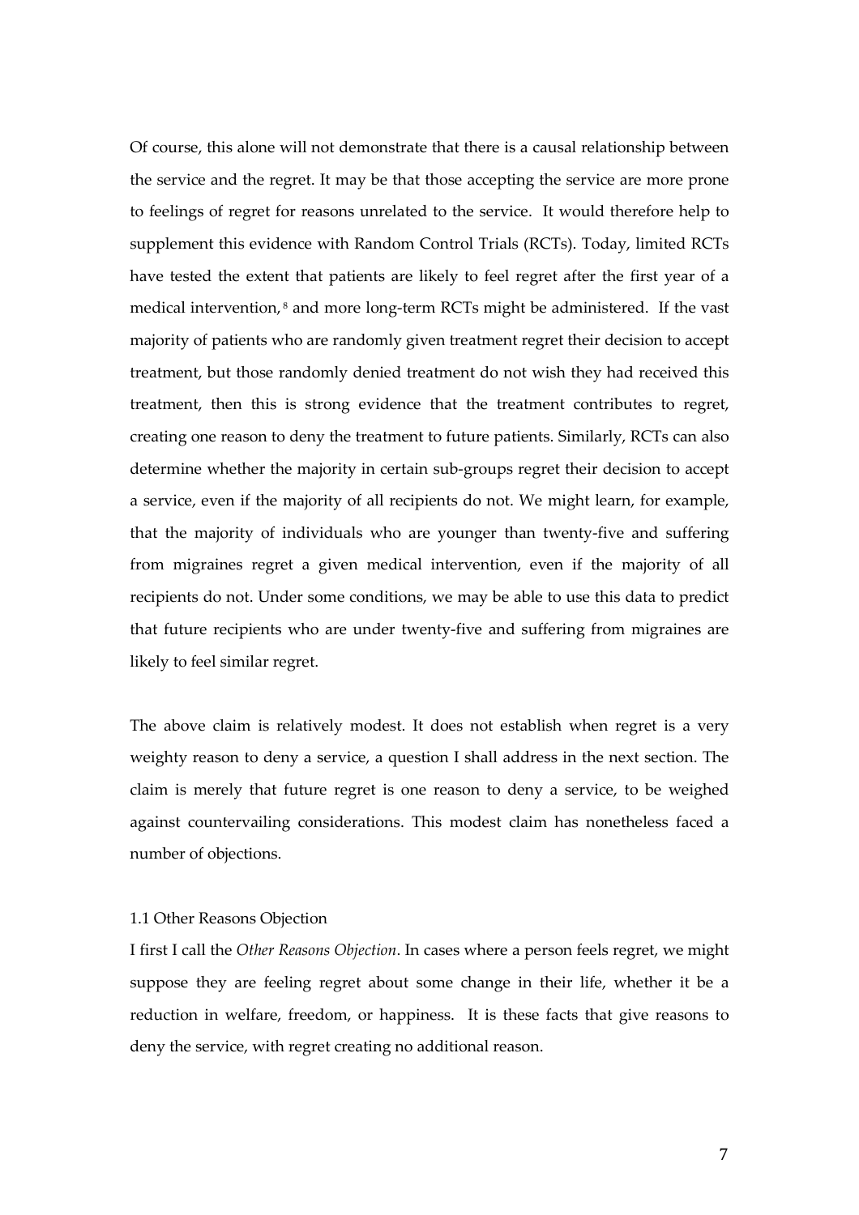Of course, this alone will not demonstrate that there is a causal relationship between the service and the regret. It may be that those accepting the service are more prone to feelings of regret for reasons unrelated to the service. It would therefore help to supplement this evidence with Random Control Trials (RCTs). Today, limited RCTs have tested the extent that patients are likely to feel regret after the first year of a medical intervention,[8] and more long-term RCTs might be administered. If the vast majority of patients who are randomly given treatment regret their decision to accept treatment, but those randomly denied treatment do not wish they had received this treatment, then this is strong evidence that the treatment contributes to regret, creating one reason to deny the treatment to future patients. Similarly, RCTs can also determine whether the majority in certain sub-groups regret their decision to accept a service, even if the majority of all recipients do not. We might learn, for example, that the majority of individuals who are younger than twenty-five and suffering from migraines regret a given medical intervention, even if the majority of all recipients do not. Under some conditions, we may be able to use this data to predict that future recipients who are under twenty-five and suffering from migraines are likely to feel similar regret.

The above claim is relatively modest. It does not establish when regret is a very weighty reason to deny a service, a question I shall address in the next section. The claim is merely that future regret is one reason to deny a service, to be weighed against countervailing considerations. This modest claim has nonetheless faced a number of objections.

### 1.1 Other Reasons Objection

I first I call the *Other Reasons Objection*. In cases where a person feels regret, we might suppose they are feeling regret about some change in their life, whether it be a reduction in welfare, freedom, or happiness. It is these facts that give reasons to deny the service, with regret creating no additional reason.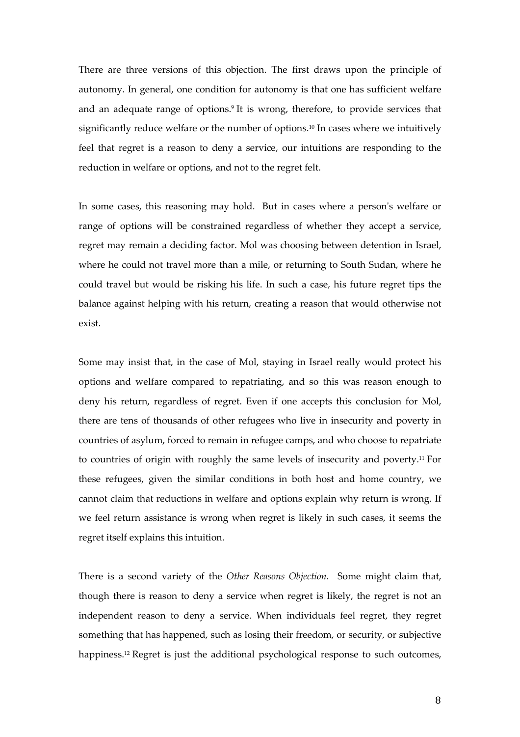There are three versions of this objection. The first draws upon the principle of autonomy. In general, one condition for autonomy is that one has sufficient welfare and an adequate range of options.[9] It is wrong, therefore, to provide services that significantly reduce welfare or the number of options.[10] In cases where we intuitively feel that regret is a reason to deny a service, our intuitions are responding to the reduction in welfare or options, and not to the regret felt.

In some cases, this reasoning may hold. But in cases where a person's welfare or range of options will be constrained regardless of whether they accept a service, regret may remain a deciding factor. Mol was choosing between detention in Israel, where he could not travel more than a mile, or returning to South Sudan, where he could travel but would be risking his life. In such a case, his future regret tips the balance against helping with his return, creating a reason that would otherwise not exist.

Some may insist that, in the case of Mol, staying in Israel really would protect his options and welfare compared to repatriating, and so this was reason enough to deny his return, regardless of regret. Even if one accepts this conclusion for Mol, there are tens of thousands of other refugees who live in insecurity and poverty in countries of asylum, forced to remain in refugee camps, and who choose to repatriate to countries of origin with roughly the same levels of insecurity and poverty.[11] For these refugees, given the similar conditions in both host and home country, we cannot claim that reductions in welfare and options explain why return is wrong. If we feel return assistance is wrong when regret is likely in such cases, it seems the regret itself explains this intuition.

There is a second variety of the *Other Reasons Objection*. Some might claim that, though there is reason to deny a service when regret is likely, the regret is not an independent reason to deny a service. When individuals feel regret, they regret something that has happened, such as losing their freedom, or security, or subjective happiness.[12] Regret is just the additional psychological response to such outcomes,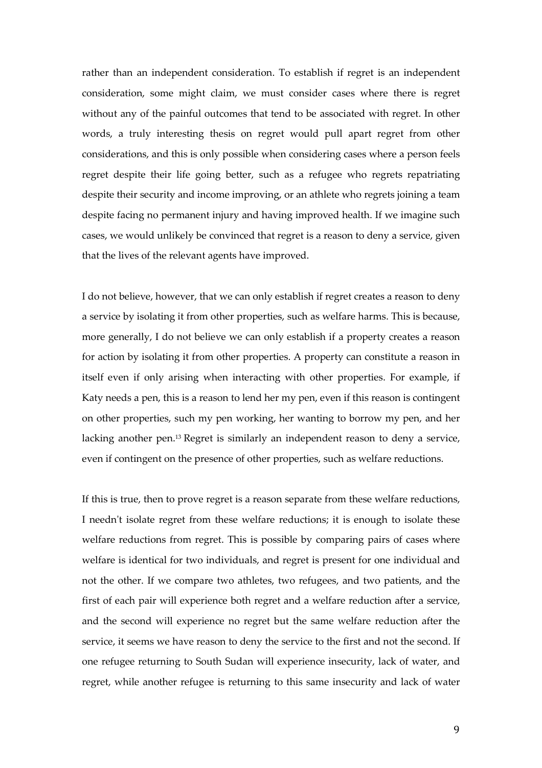rather than an independent consideration. To establish if regret is an independent consideration, some might claim, we must consider cases where there is regret without any of the painful outcomes that tend to be associated with regret. In other words, a truly interesting thesis on regret would pull apart regret from other considerations, and this is only possible when considering cases where a person feels regret despite their life going better, such as a refugee who regrets repatriating despite their security and income improving, or an athlete who regrets joining a team despite facing no permanent injury and having improved health. If we imagine such cases, we would unlikely be convinced that regret is a reason to deny a service, given that the lives of the relevant agents have improved.

I do not believe, however, that we can only establish if regret creates a reason to deny a service by isolating it from other properties, such as welfare harms. This is because, more generally, I do not believe we can only establish if a property creates a reason for action by isolating it from other properties. A property can constitute a reason in itself even if only arising when interacting with other properties. For example, if Katy needs a pen, this is a reason to lend her my pen, even if this reason is contingent on other properties, such my pen working, her wanting to borrow my pen, and her lacking another pen.[13] Regret is similarly an independent reason to deny a service, even if contingent on the presence of other properties, such as welfare reductions.

If this is true, then to prove regret is a reason separate from these welfare reductions, I needn't isolate regret from these welfare reductions; it is enough to isolate these welfare reductions from regret. This is possible by comparing pairs of cases where welfare is identical for two individuals, and regret is present for one individual and not the other. If we compare two athletes, two refugees, and two patients, and the first of each pair will experience both regret and a welfare reduction after a service, and the second will experience no regret but the same welfare reduction after the service, it seems we have reason to deny the service to the first and not the second. If one refugee returning to South Sudan will experience insecurity, lack of water, and regret, while another refugee is returning to this same insecurity and lack of water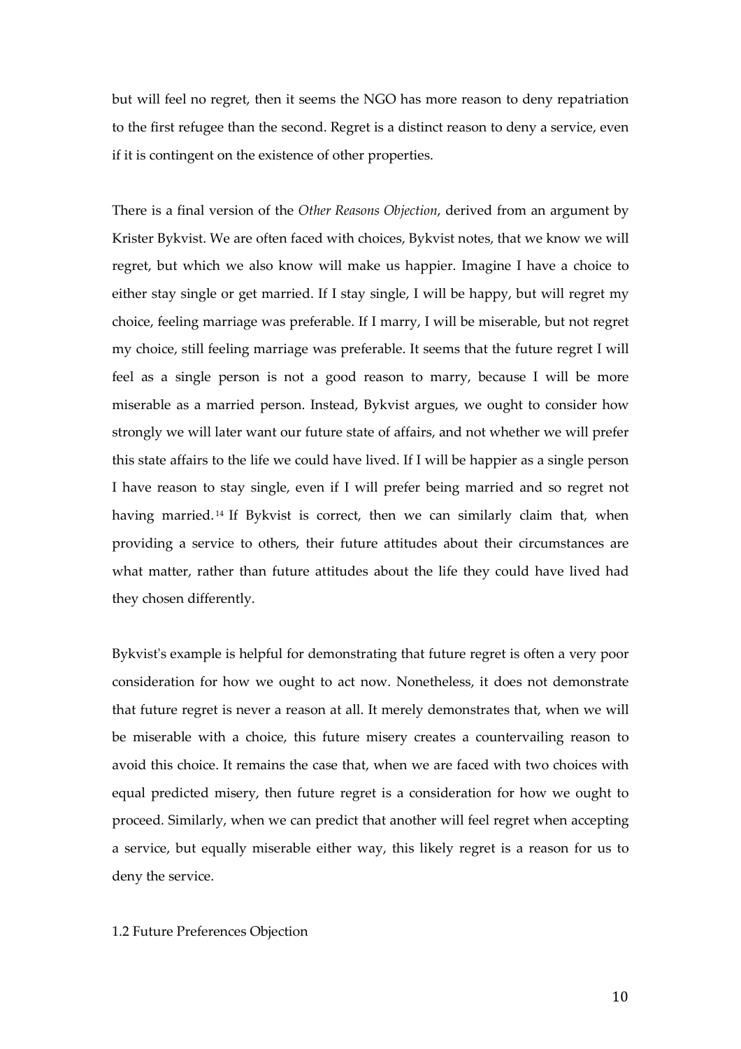but will feel no regret, then it seems the NGO has more reason to deny repatriation to the first refugee than the second. Regret is a distinct reason to deny a service, even if it is contingent on the existence of other properties.

There is a final version of the *Other Reasons Objection*, derived from an argument by Krister Bykvist. We are often faced with choices, Bykvist notes, that we know we will regret, but which we also know will make us happier. Imagine I have a choice to either stay single or get married. If I stay single, I will be happy, but will regret my choice, feeling marriage was preferable. If I marry, I will be miserable, but not regret my choice, still feeling marriage was preferable. It seems that the future regret I will feel as a single person is not a good reason to marry, because I will be more miserable as a married person. Instead, Bykvist argues, we ought to consider how strongly we will later want our future state of affairs, and not whether we will prefer this state affairs to the life we could have lived. If I will be happier as a single person I have reason to stay single, even if I will prefer being married and so regret not having married.[14] If Bykvist is correct, then we can similarly claim that, when providing a service to others, their future attitudes about their circumstances are what matter, rather than future attitudes about the life they could have lived had they chosen differently.

Bykvist's example is helpful for demonstrating that future regret is often a very poor consideration for how we ought to act now. Nonetheless, it does not demonstrate that future regret is never a reason at all. It merely demonstrates that, when we will be miserable with a choice, this future misery creates a countervailing reason to avoid this choice. It remains the case that, when we are faced with two choices with equal predicted misery, then future regret is a consideration for how we ought to proceed. Similarly, when we can predict that another will feel regret when accepting a service, but equally miserable either way, this likely regret is a reason for us to deny the service.

### 1.2 Future Preferences Objection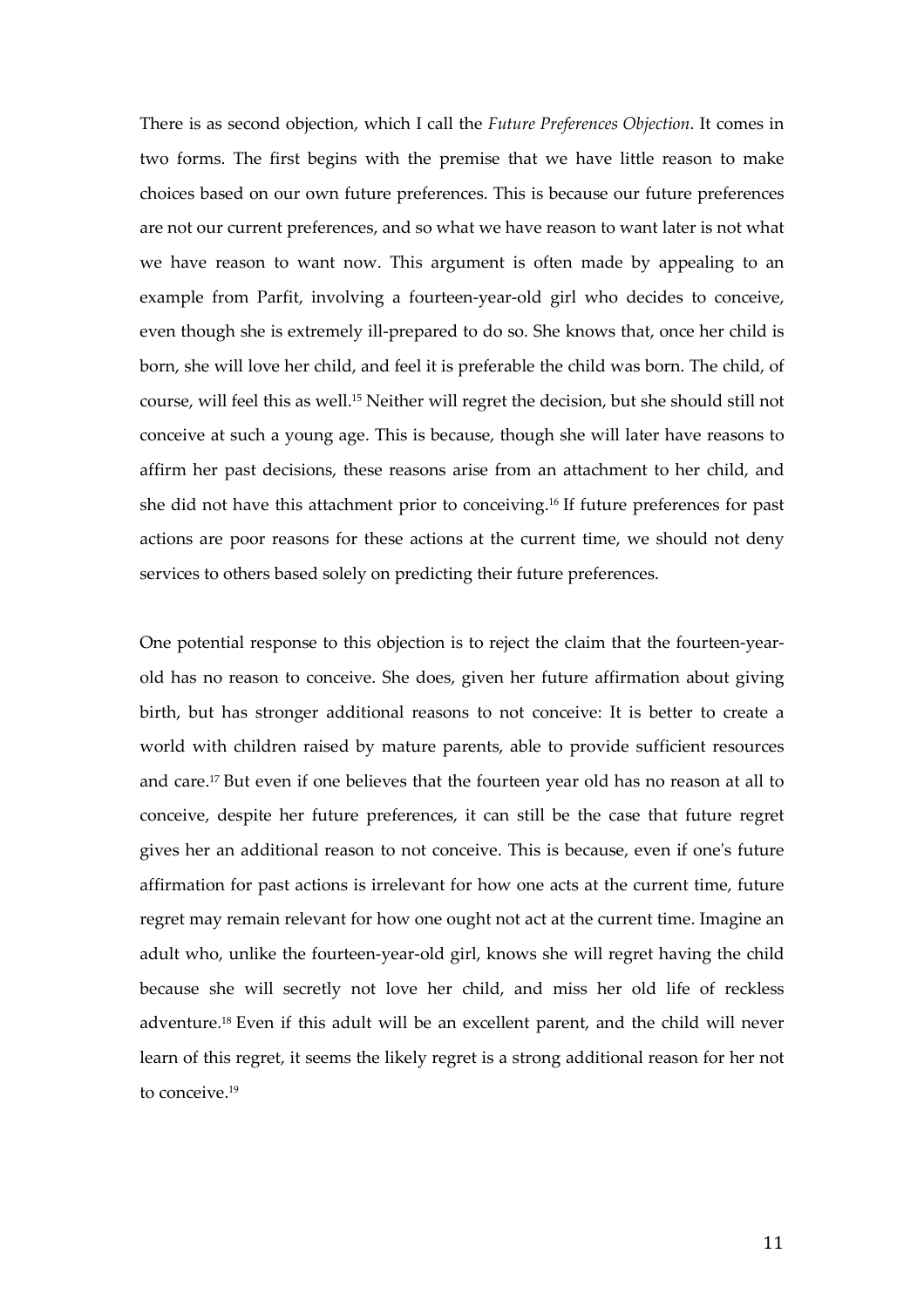There is as second objection, which I call the *Future Preferences Objection*. It comes in two forms. The first begins with the premise that we have little reason to make choices based on our own future preferences. This is because our future preferences are not our current preferences, and so what we have reason to want later is not what we have reason to want now. This argument is often made by appealing to an example from Parfit, involving a fourteen-year-old girl who decides to conceive, even though she is extremely ill-prepared to do so. She knows that, once her child is born, she will love her child, and feel it is preferable the child was born. The child, of course, will feel this as well.[15] Neither will regret the decision, but she should still not conceive at such a young age. This is because, though she will later have reasons to affirm her past decisions, these reasons arise from an attachment to her child, and she did not have this attachment prior to conceiving.[16] If future preferences for past actions are poor reasons for these actions at the current time, we should not deny services to others based solely on predicting their future preferences.

One potential response to this objection is to reject the claim that the fourteen-year-old has no reason to conceive. She does, given her future affirmation about giving birth, but has stronger additional reasons to not conceive: It is better to create a world with children raised by mature parents, able to provide sufficient resources and care.[17] But even if one believes that the fourteen year old has no reason at all to conceive, despite her future preferences, it can still be the case that future regret gives her an additional reason to not conceive. This is because, even if one's future affirmation for past actions is irrelevant for how one acts at the current time, future regret may remain relevant for how one ought not act at the current time. Imagine an adult who, unlike the fourteen-year-old girl, knows she will regret having the child because she will secretly not love her child, and miss her old life of reckless adventure.[18] Even if this adult will be an excellent parent, and the child will never learn of this regret, it seems the likely regret is a strong additional reason for her not to conceive.[19]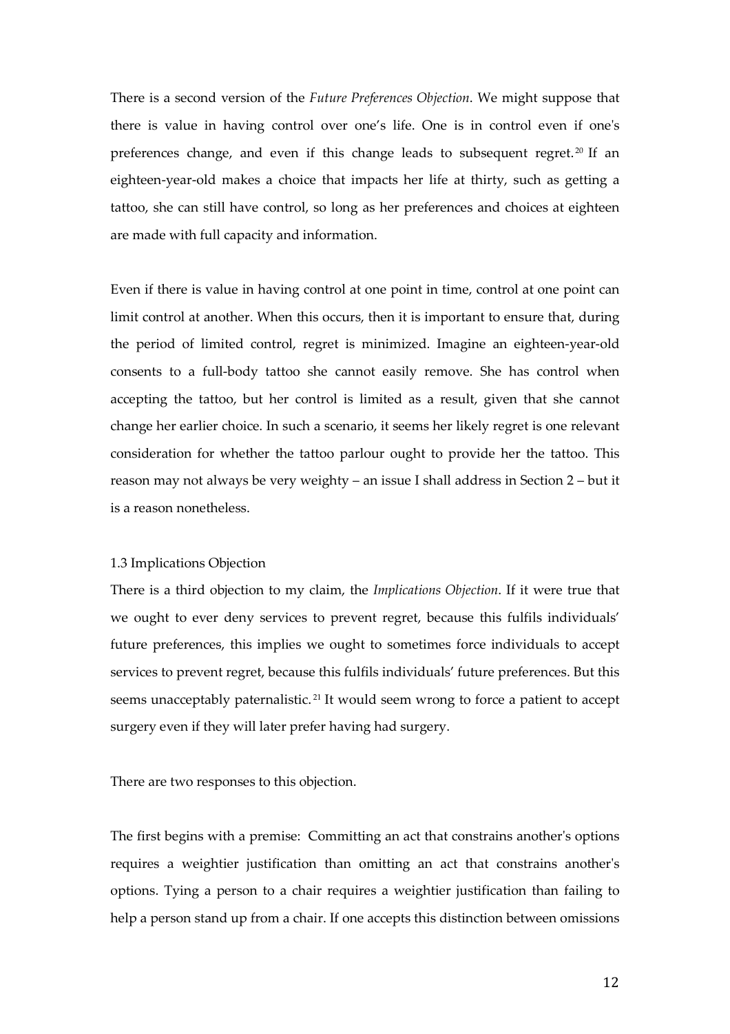There is a second version of the *Future Preferences Objection*. We might suppose that there is value in having control over one's life. One is in control even if one's preferences change, and even if this change leads to subsequent regret.[20] If an eighteen-year-old makes a choice that impacts her life at thirty, such as getting a tattoo, she can still have control, so long as her preferences and choices at eighteen are made with full capacity and information.

Even if there is value in having control at one point in time, control at one point can limit control at another. When this occurs, then it is important to ensure that, during the period of limited control, regret is minimized. Imagine an eighteen-year-old consents to a full-body tattoo she cannot easily remove. She has control when accepting the tattoo, but her control is limited as a result, given that she cannot change her earlier choice. In such a scenario, it seems her likely regret is one relevant consideration for whether the tattoo parlour ought to provide her the tattoo. This reason may not always be very weighty – an issue I shall address in Section 2 – but it is a reason nonetheless.

### 1.3 Implications Objection

There is a third objection to my claim, the *Implications Objection*. If it were true that we ought to ever deny services to prevent regret, because this fulfils individuals' future preferences, this implies we ought to sometimes force individuals to accept services to prevent regret, because this fulfils individuals' future preferences. But this seems unacceptably paternalistic.[21] It would seem wrong to force a patient to accept surgery even if they will later prefer having had surgery.

There are two responses to this objection.

The first begins with a premise: Committing an act that constrains another's options requires a weightier justification than omitting an act that constrains another's options. Tying a person to a chair requires a weightier justification than failing to help a person stand up from a chair. If one accepts this distinction between omissions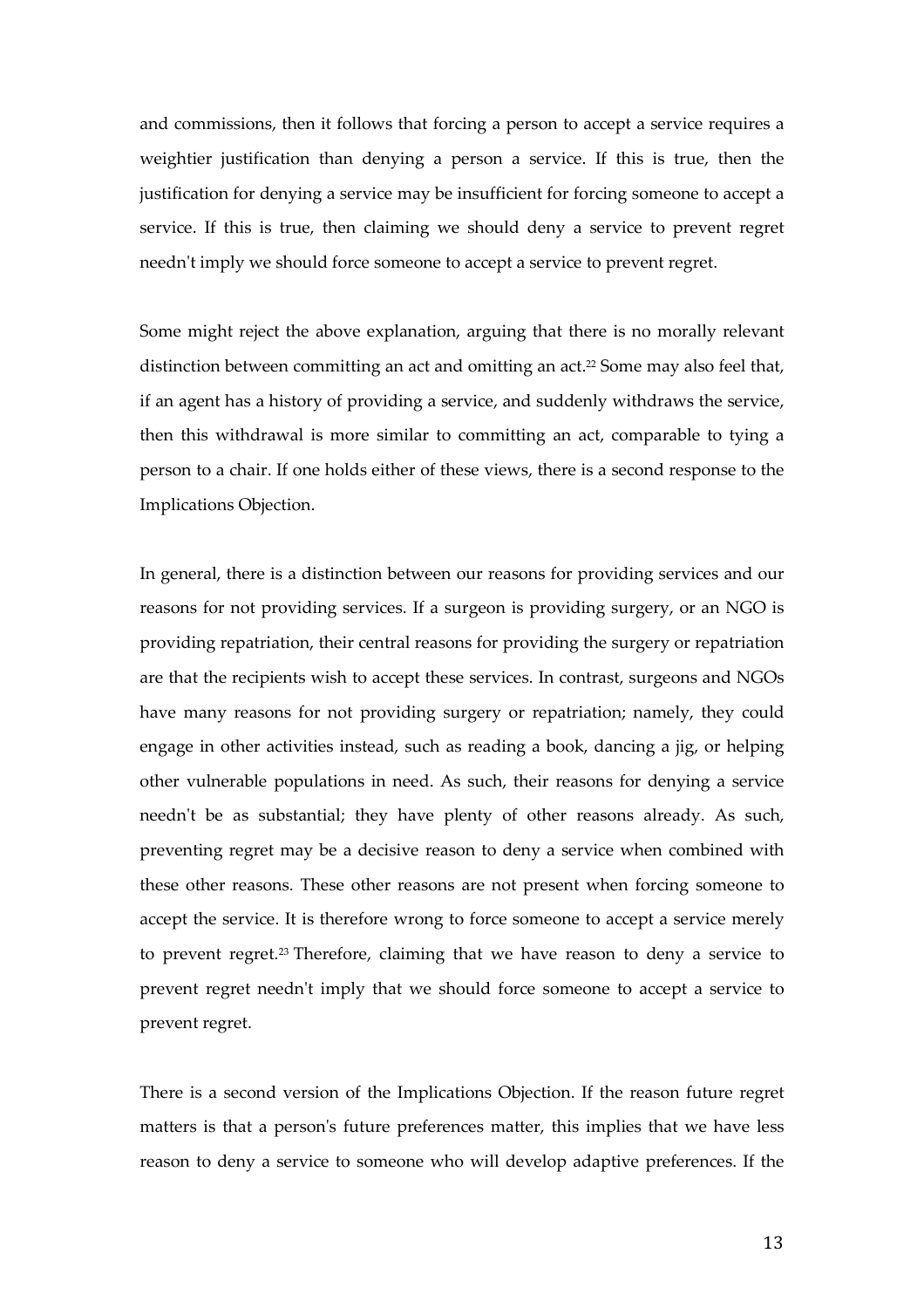and commissions, then it follows that forcing a person to accept a service requires a weightier justification than denying a person a service. If this is true, then the justification for denying a service may be insufficient for forcing someone to accept a service. If this is true, then claiming we should deny a service to prevent regret needn't imply we should force someone to accept a service to prevent regret.

Some might reject the above explanation, arguing that there is no morally relevant distinction between committing an act and omitting an act.[22] Some may also feel that, if an agent has a history of providing a service, and suddenly withdraws the service, then this withdrawal is more similar to committing an act, comparable to tying a person to a chair. If one holds either of these views, there is a second response to the Implications Objection.

In general, there is a distinction between our reasons for providing services and our reasons for not providing services. If a surgeon is providing surgery, or an NGO is providing repatriation, their central reasons for providing the surgery or repatriation are that the recipients wish to accept these services. In contrast, surgeons and NGOs have many reasons for not providing surgery or repatriation; namely, they could engage in other activities instead, such as reading a book, dancing a jig, or helping other vulnerable populations in need. As such, their reasons for denying a service needn't be as substantial; they have plenty of other reasons already. As such, preventing regret may be a decisive reason to deny a service when combined with these other reasons. These other reasons are not present when forcing someone to accept the service. It is therefore wrong to force someone to accept a service merely to prevent regret.[23] Therefore, claiming that we have reason to deny a service to prevent regret needn't imply that we should force someone to accept a service to prevent regret.

There is a second version of the Implications Objection. If the reason future regret matters is that a person's future preferences matter, this implies that we have less reason to deny a service to someone who will develop adaptive preferences. If the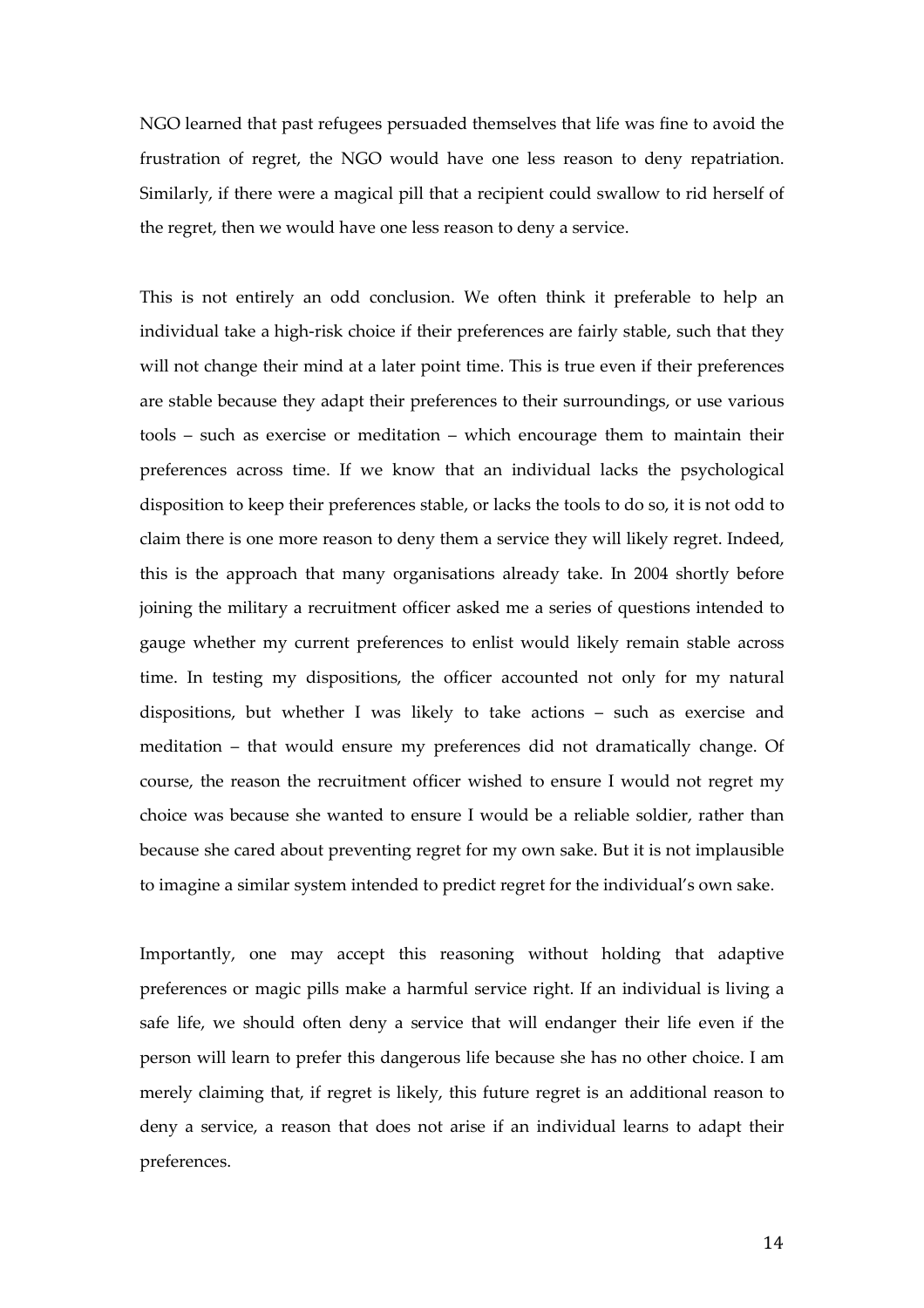NGO learned that past refugees persuaded themselves that life was fine to avoid the frustration of regret, the NGO would have one less reason to deny repatriation. Similarly, if there were a magical pill that a recipient could swallow to rid herself of the regret, then we would have one less reason to deny a service.

This is not entirely an odd conclusion. We often think it preferable to help an individual take a high-risk choice if their preferences are fairly stable, such that they will not change their mind at a later point time. This is true even if their preferences are stable because they adapt their preferences to their surroundings, or use various tools – such as exercise or meditation – which encourage them to maintain their preferences across time. If we know that an individual lacks the psychological disposition to keep their preferences stable, or lacks the tools to do so, it is not odd to claim there is one more reason to deny them a service they will likely regret. Indeed, this is the approach that many organisations already take. In 2004 shortly before joining the military a recruitment officer asked me a series of questions intended to gauge whether my current preferences to enlist would likely remain stable across time. In testing my dispositions, the officer accounted not only for my natural dispositions, but whether I was likely to take actions – such as exercise and meditation – that would ensure my preferences did not dramatically change. Of course, the reason the recruitment officer wished to ensure I would not regret my choice was because she wanted to ensure I would be a reliable soldier, rather than because she cared about preventing regret for my own sake. But it is not implausible to imagine a similar system intended to predict regret for the individual's own sake.

Importantly, one may accept this reasoning without holding that adaptive preferences or magic pills make a harmful service right. If an individual is living a safe life, we should often deny a service that will endanger their life even if the person will learn to prefer this dangerous life because she has no other choice. I am merely claiming that, if regret is likely, this future regret is an additional reason to deny a service, a reason that does not arise if an individual learns to adapt their preferences.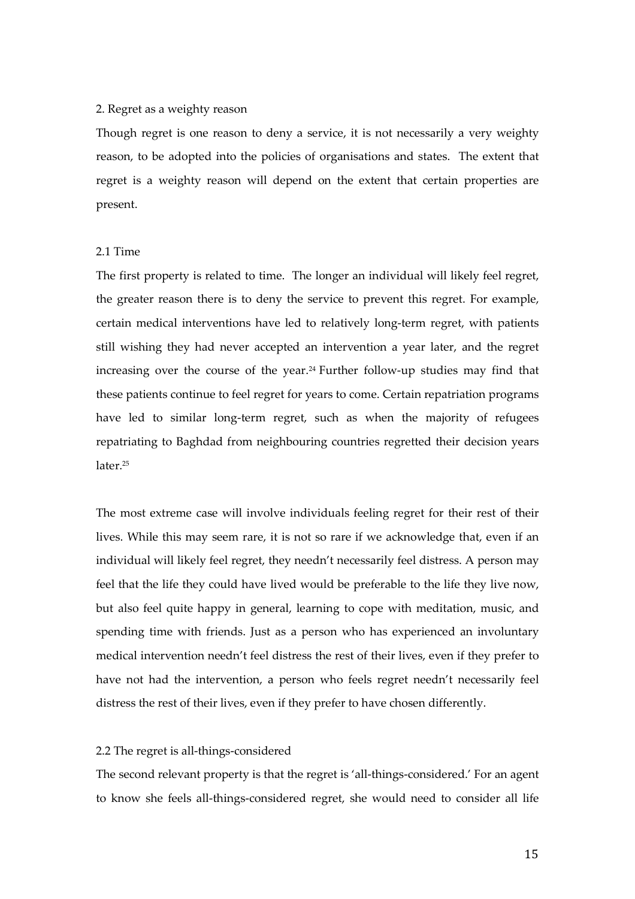## 2. Regret as a weighty reason

Though regret is one reason to deny a service, it is not necessarily a very weighty reason, to be adopted into the policies of organisations and states. The extent that regret is a weighty reason will depend on the extent that certain properties are present.

### 2.1 Time

The first property is related to time. The longer an individual will likely feel regret, the greater reason there is to deny the service to prevent this regret. For example, certain medical interventions have led to relatively long-term regret, with patients still wishing they had never accepted an intervention a year later, and the regret increasing over the course of the year.[24] Further follow-up studies may find that these patients continue to feel regret for years to come. Certain repatriation programs have led to similar long-term regret, such as when the majority of refugees repatriating to Baghdad from neighbouring countries regretted their decision years later.[25]

The most extreme case will involve individuals feeling regret for their rest of their lives. While this may seem rare, it is not so rare if we acknowledge that, even if an individual will likely feel regret, they needn't necessarily feel distress. A person may feel that the life they could have lived would be preferable to the life they live now, but also feel quite happy in general, learning to cope with meditation, music, and spending time with friends. Just as a person who has experienced an involuntary medical intervention needn't feel distress the rest of their lives, even if they prefer to have not had the intervention, a person who feels regret needn't necessarily feel distress the rest of their lives, even if they prefer to have chosen differently.

### 2.2 The regret is all-things-considered

The second relevant property is that the regret is 'all-things-considered.' For an agent to know she feels all-things-considered regret, she would need to consider all life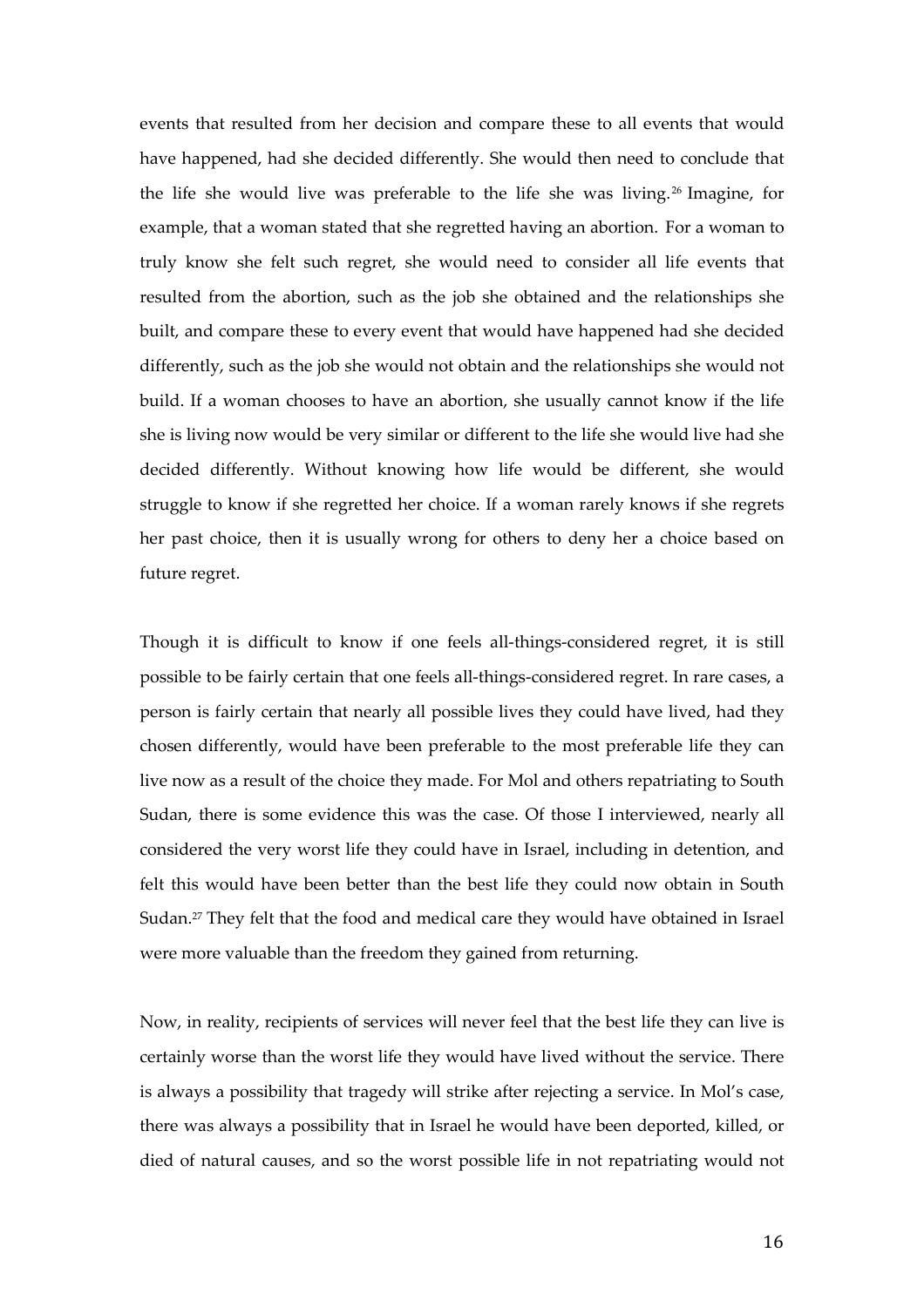events that resulted from her decision and compare these to all events that would have happened, had she decided differently. She would then need to conclude that the life she would live was preferable to the life she was living.[26] Imagine, for example, that a woman stated that she regretted having an abortion. For a woman to truly know she felt such regret, she would need to consider all life events that resulted from the abortion, such as the job she obtained and the relationships she built, and compare these to every event that would have happened had she decided differently, such as the job she would not obtain and the relationships she would not build. If a woman chooses to have an abortion, she usually cannot know if the life she is living now would be very similar or different to the life she would live had she decided differently. Without knowing how life would be different, she would struggle to know if she regretted her choice. If a woman rarely knows if she regrets her past choice, then it is usually wrong for others to deny her a choice based on future regret.

Though it is difficult to know if one feels all-things-considered regret, it is still possible to be fairly certain that one feels all-things-considered regret. In rare cases, a person is fairly certain that nearly all possible lives they could have lived, had they chosen differently, would have been preferable to the most preferable life they can live now as a result of the choice they made. For Mol and others repatriating to South Sudan, there is some evidence this was the case. Of those I interviewed, nearly all considered the very worst life they could have in Israel, including in detention, and felt this would have been better than the best life they could now obtain in South Sudan.[27] They felt that the food and medical care they would have obtained in Israel were more valuable than the freedom they gained from returning.

Now, in reality, recipients of services will never feel that the best life they can live is certainly worse than the worst life they would have lived without the service. There is always a possibility that tragedy will strike after rejecting a service. In Mol's case, there was always a possibility that in Israel he would have been deported, killed, or died of natural causes, and so the worst possible life in not repatriating would not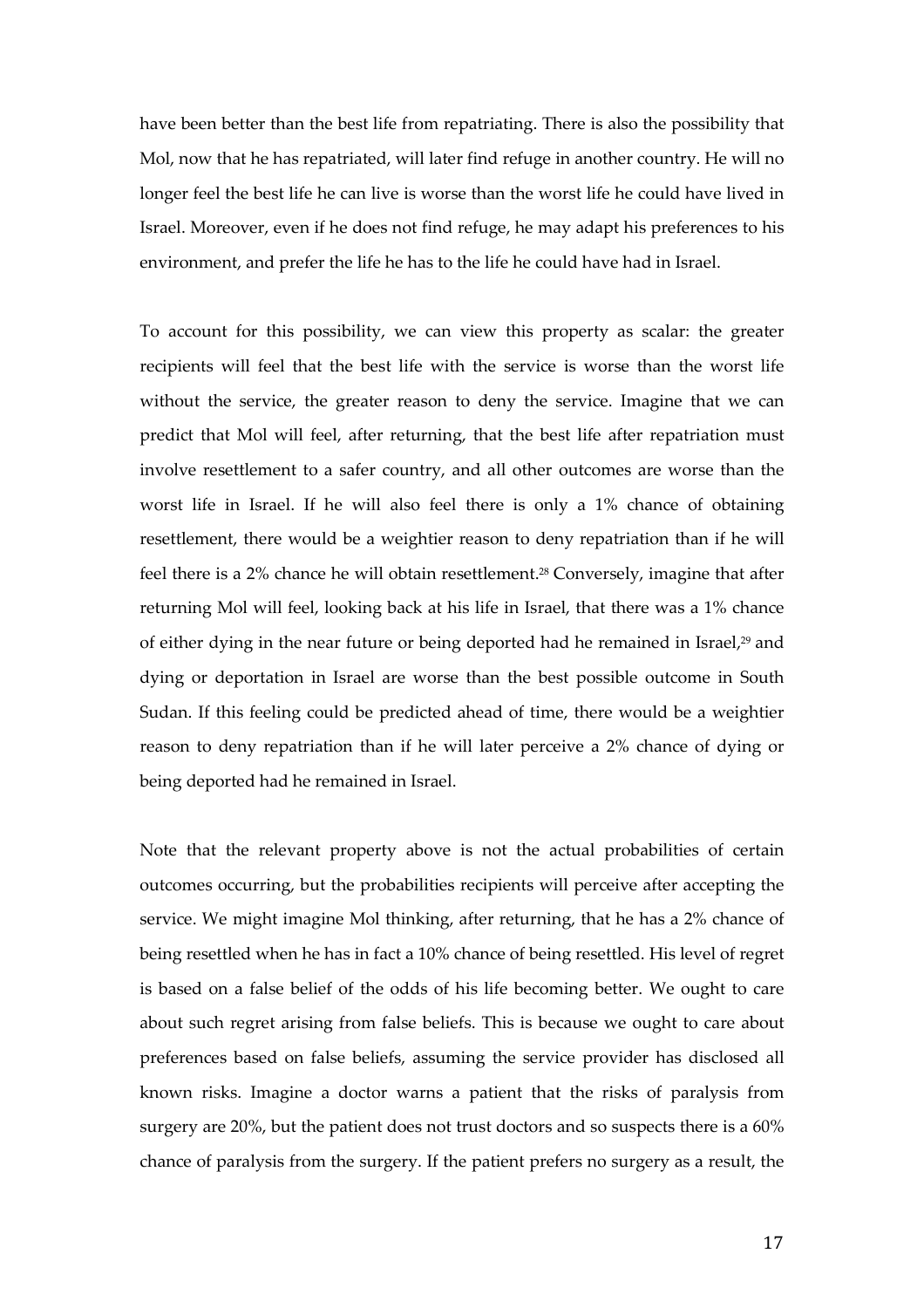have been better than the best life from repatriating. There is also the possibility that Mol, now that he has repatriated, will later find refuge in another country. He will no longer feel the best life he can live is worse than the worst life he could have lived in Israel. Moreover, even if he does not find refuge, he may adapt his preferences to his environment, and prefer the life he has to the life he could have had in Israel.

To account for this possibility, we can view this property as scalar: the greater recipients will feel that the best life with the service is worse than the worst life without the service, the greater reason to deny the service. Imagine that we can predict that Mol will feel, after returning, that the best life after repatriation must involve resettlement to a safer country, and all other outcomes are worse than the worst life in Israel. If he will also feel there is only a 1% chance of obtaining resettlement, there would be a weightier reason to deny repatriation than if he will feel there is a 2% chance he will obtain resettlement.[28] Conversely, imagine that after returning Mol will feel, looking back at his life in Israel, that there was a 1% chance of either dying in the near future or being deported had he remained in Israel,[29] and dying or deportation in Israel are worse than the best possible outcome in South Sudan. If this feeling could be predicted ahead of time, there would be a weightier reason to deny repatriation than if he will later perceive a 2% chance of dying or being deported had he remained in Israel.

Note that the relevant property above is not the actual probabilities of certain outcomes occurring, but the probabilities recipients will perceive after accepting the service. We might imagine Mol thinking, after returning, that he has a 2% chance of being resettled when he has in fact a 10% chance of being resettled. His level of regret is based on a false belief of the odds of his life becoming better. We ought to care about such regret arising from false beliefs. This is because we ought to care about preferences based on false beliefs, assuming the service provider has disclosed all known risks. Imagine a doctor warns a patient that the risks of paralysis from surgery are 20%, but the patient does not trust doctors and so suspects there is a 60% chance of paralysis from the surgery. If the patient prefers no surgery as a result, the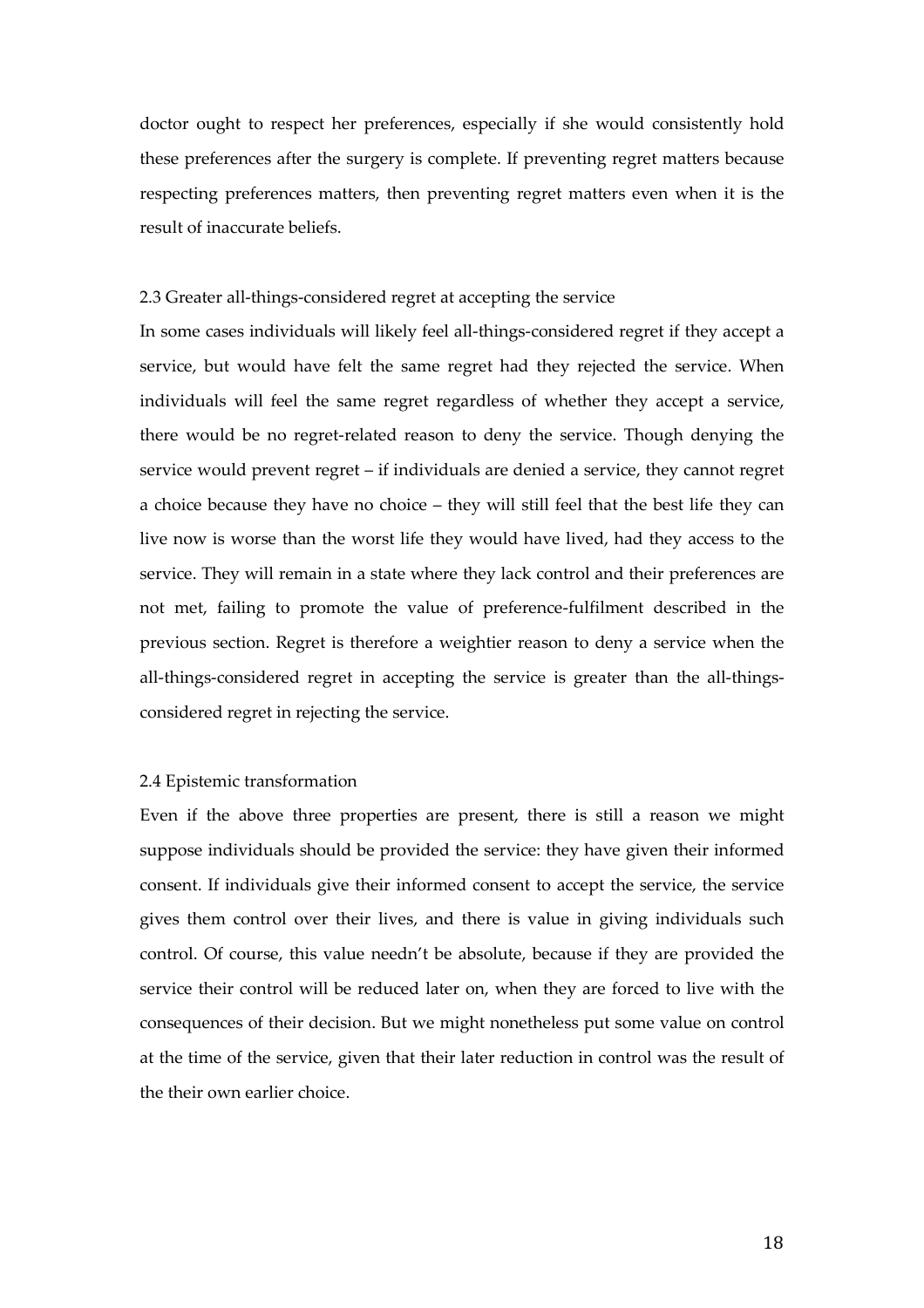doctor ought to respect her preferences, especially if she would consistently hold these preferences after the surgery is complete. If preventing regret matters because respecting preferences matters, then preventing regret matters even when it is the result of inaccurate beliefs.

### 2.3 Greater all-things-considered regret at accepting the service

In some cases individuals will likely feel all-things-considered regret if they accept a service, but would have felt the same regret had they rejected the service. When individuals will feel the same regret regardless of whether they accept a service, there would be no regret-related reason to deny the service. Though denying the service would prevent regret – if individuals are denied a service, they cannot regret a choice because they have no choice – they will still feel that the best life they can live now is worse than the worst life they would have lived, had they access to the service. They will remain in a state where they lack control and their preferences are not met, failing to promote the value of preference-fulfilment described in the previous section. Regret is therefore a weightier reason to deny a service when the all-things-considered regret in accepting the service is greater than the all-things-considered regret in rejecting the service.

### 2.4 Epistemic transformation

Even if the above three properties are present, there is still a reason we might suppose individuals should be provided the service: they have given their informed consent. If individuals give their informed consent to accept the service, the service gives them control over their lives, and there is value in giving individuals such control. Of course, this value needn't be absolute, because if they are provided the service their control will be reduced later on, when they are forced to live with the consequences of their decision. But we might nonetheless put some value on control at the time of the service, given that their later reduction in control was the result of the their own earlier choice.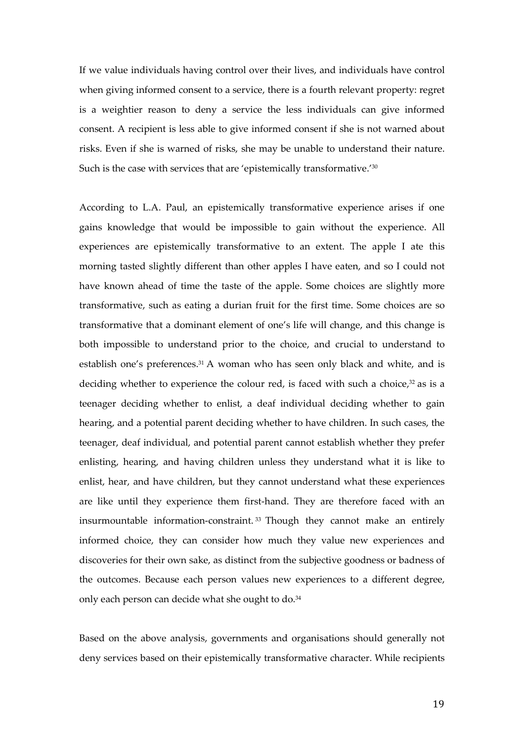If we value individuals having control over their lives, and individuals have control when giving informed consent to a service, there is a fourth relevant property: regret is a weightier reason to deny a service the less individuals can give informed consent. A recipient is less able to give informed consent if she is not warned about risks. Even if she is warned of risks, she may be unable to understand their nature. Such is the case with services that are 'epistemically transformative.'[30]

According to L.A. Paul, an epistemically transformative experience arises if one gains knowledge that would be impossible to gain without the experience. All experiences are epistemically transformative to an extent. The apple I ate this morning tasted slightly different than other apples I have eaten, and so I could not have known ahead of time the taste of the apple. Some choices are slightly more transformative, such as eating a durian fruit for the first time. Some choices are so transformative that a dominant element of one's life will change, and this change is both impossible to understand prior to the choice, and crucial to understand to establish one's preferences.[31] A woman who has seen only black and white, and is deciding whether to experience the colour red, is faced with such a choice,[32] as is a teenager deciding whether to enlist, a deaf individual deciding whether to gain hearing, and a potential parent deciding whether to have children. In such cases, the teenager, deaf individual, and potential parent cannot establish whether they prefer enlisting, hearing, and having children unless they understand what it is like to enlist, hear, and have children, but they cannot understand what these experiences are like until they experience them first-hand. They are therefore faced with an insurmountable information-constraint.[33] Though they cannot make an entirely informed choice, they can consider how much they value new experiences and discoveries for their own sake, as distinct from the subjective goodness or badness of the outcomes. Because each person values new experiences to a different degree, only each person can decide what she ought to do.[34]

Based on the above analysis, governments and organisations should generally not deny services based on their epistemically transformative character. While recipients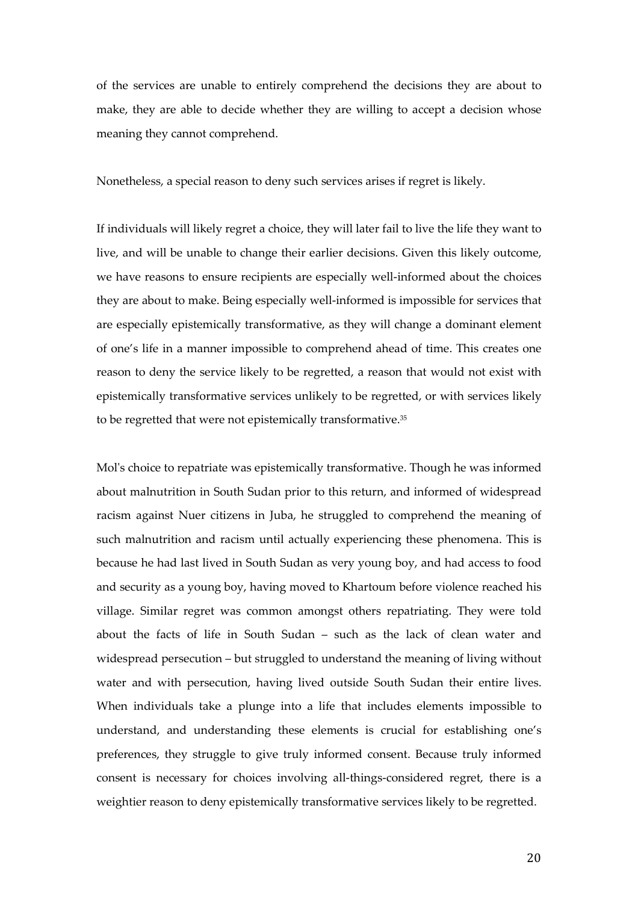of the services are unable to entirely comprehend the decisions they are about to make, they are able to decide whether they are willing to accept a decision whose meaning they cannot comprehend.

Nonetheless, a special reason to deny such services arises if regret is likely.

If individuals will likely regret a choice, they will later fail to live the life they want to live, and will be unable to change their earlier decisions. Given this likely outcome, we have reasons to ensure recipients are especially well-informed about the choices they are about to make. Being especially well-informed is impossible for services that are especially epistemically transformative, as they will change a dominant element of one's life in a manner impossible to comprehend ahead of time. This creates one reason to deny the service likely to be regretted, a reason that would not exist with epistemically transformative services unlikely to be regretted, or with services likely to be regretted that were not epistemically transformative.[35]

Mol's choice to repatriate was epistemically transformative. Though he was informed about malnutrition in South Sudan prior to this return, and informed of widespread racism against Nuer citizens in Juba, he struggled to comprehend the meaning of such malnutrition and racism until actually experiencing these phenomena. This is because he had last lived in South Sudan as very young boy, and had access to food and security as a young boy, having moved to Khartoum before violence reached his village. Similar regret was common amongst others repatriating. They were told about the facts of life in South Sudan – such as the lack of clean water and widespread persecution – but struggled to understand the meaning of living without water and with persecution, having lived outside South Sudan their entire lives. When individuals take a plunge into a life that includes elements impossible to understand, and understanding these elements is crucial for establishing one's preferences, they struggle to give truly informed consent. Because truly informed consent is necessary for choices involving all-things-considered regret, there is a weightier reason to deny epistemically transformative services likely to be regretted.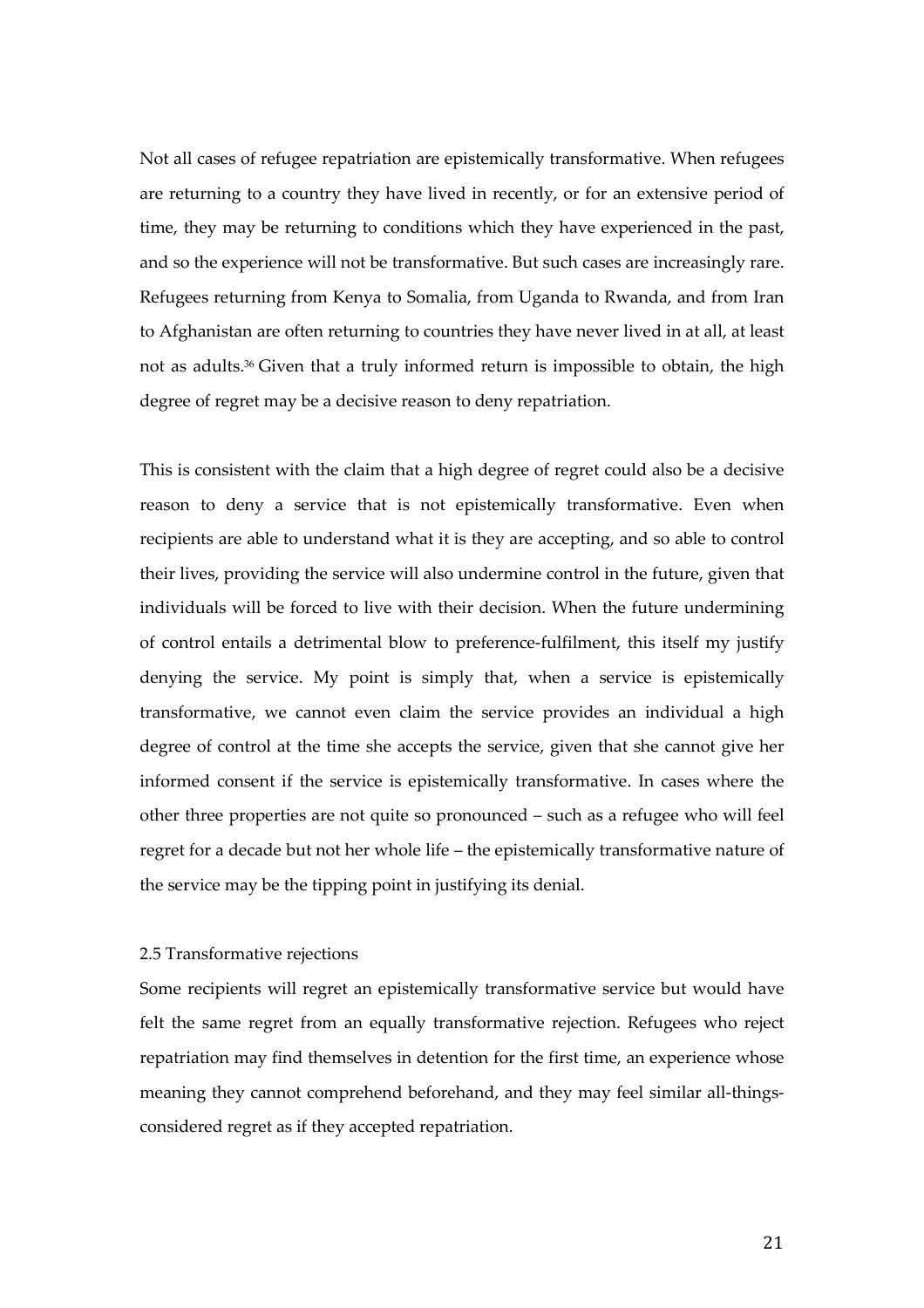Not all cases of refugee repatriation are epistemically transformative. When refugees are returning to a country they have lived in recently, or for an extensive period of time, they may be returning to conditions which they have experienced in the past, and so the experience will not be transformative. But such cases are increasingly rare. Refugees returning from Kenya to Somalia, from Uganda to Rwanda, and from Iran to Afghanistan are often returning to countries they have never lived in at all, at least not as adults.[36] Given that a truly informed return is impossible to obtain, the high degree of regret may be a decisive reason to deny repatriation.

This is consistent with the claim that a high degree of regret could also be a decisive reason to deny a service that is not epistemically transformative. Even when recipients are able to understand what it is they are accepting, and so able to control their lives, providing the service will also undermine control in the future, given that individuals will be forced to live with their decision. When the future undermining of control entails a detrimental blow to preference-fulfilment, this itself my justify denying the service. My point is simply that, when a service is epistemically transformative, we cannot even claim the service provides an individual a high degree of control at the time she accepts the service, given that she cannot give her informed consent if the service is epistemically transformative. In cases where the other three properties are not quite so pronounced – such as a refugee who will feel regret for a decade but not her whole life – the epistemically transformative nature of the service may be the tipping point in justifying its denial.

### 2.5 Transformative rejections

Some recipients will regret an epistemically transformative service but would have felt the same regret from an equally transformative rejection. Refugees who reject repatriation may find themselves in detention for the first time, an experience whose meaning they cannot comprehend beforehand, and they may feel similar all-things-considered regret as if they accepted repatriation.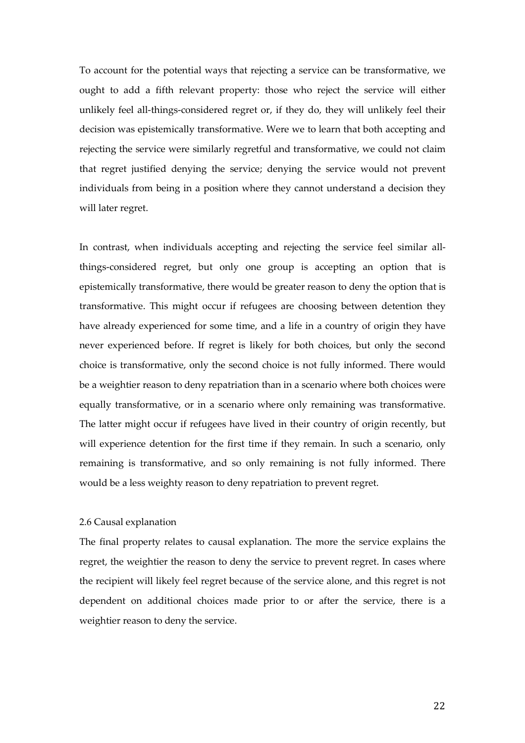To account for the potential ways that rejecting a service can be transformative, we ought to add a fifth relevant property: those who reject the service will either unlikely feel all-things-considered regret or, if they do, they will unlikely feel their decision was epistemically transformative. Were we to learn that both accepting and rejecting the service were similarly regretful and transformative, we could not claim that regret justified denying the service; denying the service would not prevent individuals from being in a position where they cannot understand a decision they will later regret.

In contrast, when individuals accepting and rejecting the service feel similar all-things-considered regret, but only one group is accepting an option that is epistemically transformative, there would be greater reason to deny the option that is transformative. This might occur if refugees are choosing between detention they have already experienced for some time, and a life in a country of origin they have never experienced before. If regret is likely for both choices, but only the second choice is transformative, only the second choice is not fully informed. There would be a weightier reason to deny repatriation than in a scenario where both choices were equally transformative, or in a scenario where only remaining was transformative. The latter might occur if refugees have lived in their country of origin recently, but will experience detention for the first time if they remain. In such a scenario, only remaining is transformative, and so only remaining is not fully informed. There would be a less weighty reason to deny repatriation to prevent regret.

### 2.6 Causal explanation

The final property relates to causal explanation. The more the service explains the regret, the weightier the reason to deny the service to prevent regret. In cases where the recipient will likely feel regret because of the service alone, and this regret is not dependent on additional choices made prior to or after the service, there is a weightier reason to deny the service.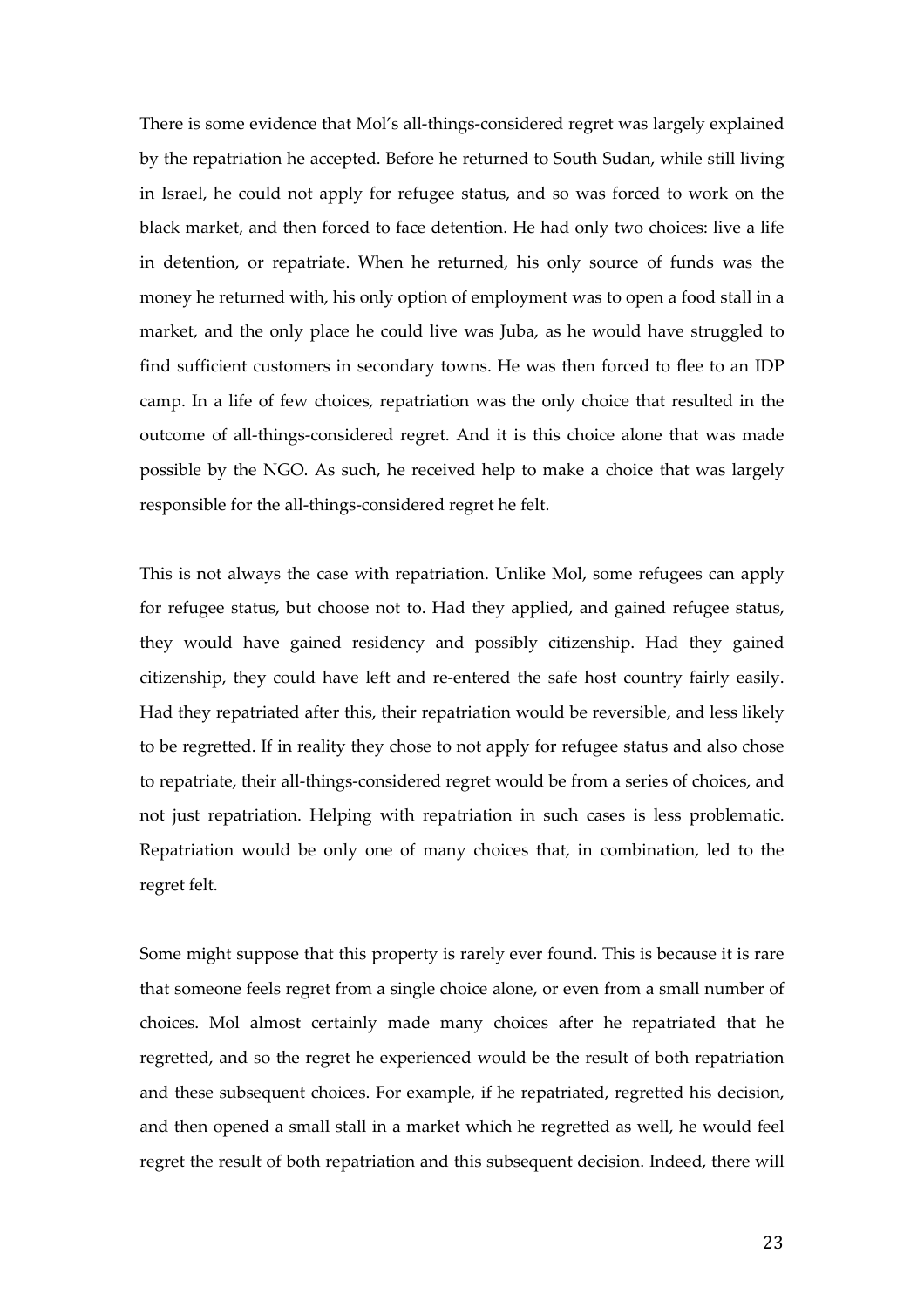There is some evidence that Mol's all-things-considered regret was largely explained by the repatriation he accepted. Before he returned to South Sudan, while still living in Israel, he could not apply for refugee status, and so was forced to work on the black market, and then forced to face detention. He had only two choices: live a life in detention, or repatriate. When he returned, his only source of funds was the money he returned with, his only option of employment was to open a food stall in a market, and the only place he could live was Juba, as he would have struggled to find sufficient customers in secondary towns. He was then forced to flee to an IDP camp. In a life of few choices, repatriation was the only choice that resulted in the outcome of all-things-considered regret. And it is this choice alone that was made possible by the NGO. As such, he received help to make a choice that was largely responsible for the all-things-considered regret he felt.

This is not always the case with repatriation. Unlike Mol, some refugees can apply for refugee status, but choose not to. Had they applied, and gained refugee status, they would have gained residency and possibly citizenship. Had they gained citizenship, they could have left and re-entered the safe host country fairly easily. Had they repatriated after this, their repatriation would be reversible, and less likely to be regretted. If in reality they chose to not apply for refugee status and also chose to repatriate, their all-things-considered regret would be from a series of choices, and not just repatriation. Helping with repatriation in such cases is less problematic. Repatriation would be only one of many choices that, in combination, led to the regret felt.

Some might suppose that this property is rarely ever found. This is because it is rare that someone feels regret from a single choice alone, or even from a small number of choices. Mol almost certainly made many choices after he repatriated that he regretted, and so the regret he experienced would be the result of both repatriation and these subsequent choices. For example, if he repatriated, regretted his decision, and then opened a small stall in a market which he regretted as well, he would feel regret the result of both repatriation and this subsequent decision. Indeed, there will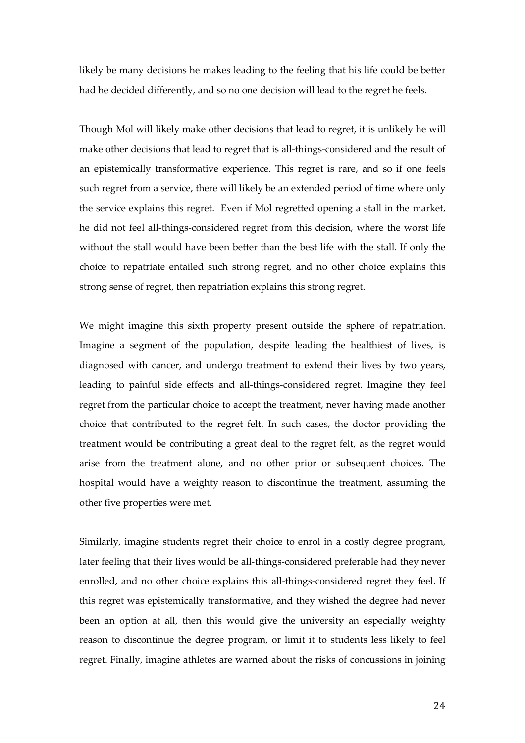likely be many decisions he makes leading to the feeling that his life could be better had he decided differently, and so no one decision will lead to the regret he feels.

Though Mol will likely make other decisions that lead to regret, it is unlikely he will make other decisions that lead to regret that is all-things-considered and the result of an epistemically transformative experience. This regret is rare, and so if one feels such regret from a service, there will likely be an extended period of time where only the service explains this regret. Even if Mol regretted opening a stall in the market, he did not feel all-things-considered regret from this decision, where the worst life without the stall would have been better than the best life with the stall. If only the choice to repatriate entailed such strong regret, and no other choice explains this strong sense of regret, then repatriation explains this strong regret.

We might imagine this sixth property present outside the sphere of repatriation. Imagine a segment of the population, despite leading the healthiest of lives, is diagnosed with cancer, and undergo treatment to extend their lives by two years, leading to painful side effects and all-things-considered regret. Imagine they feel regret from the particular choice to accept the treatment, never having made another choice that contributed to the regret felt. In such cases, the doctor providing the treatment would be contributing a great deal to the regret felt, as the regret would arise from the treatment alone, and no other prior or subsequent choices. The hospital would have a weighty reason to discontinue the treatment, assuming the other five properties were met.

Similarly, imagine students regret their choice to enrol in a costly degree program, later feeling that their lives would be all-things-considered preferable had they never enrolled, and no other choice explains this all-things-considered regret they feel. If this regret was epistemically transformative, and they wished the degree had never been an option at all, then this would give the university an especially weighty reason to discontinue the degree program, or limit it to students less likely to feel regret. Finally, imagine athletes are warned about the risks of concussions in joining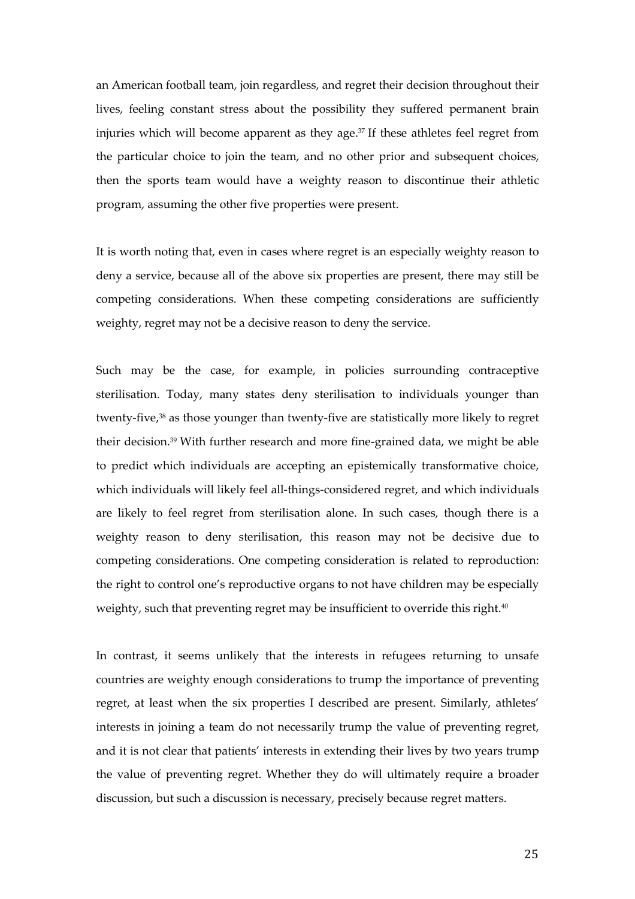an American football team, join regardless, and regret their decision throughout their lives, feeling constant stress about the possibility they suffered permanent brain injuries which will become apparent as they age.[37] If these athletes feel regret from the particular choice to join the team, and no other prior and subsequent choices, then the sports team would have a weighty reason to discontinue their athletic program, assuming the other five properties were present.

It is worth noting that, even in cases where regret is an especially weighty reason to deny a service, because all of the above six properties are present, there may still be competing considerations. When these competing considerations are sufficiently weighty, regret may not be a decisive reason to deny the service.

Such may be the case, for example, in policies surrounding contraceptive sterilisation. Today, many states deny sterilisation to individuals younger than twenty-five,[38] as those younger than twenty-five are statistically more likely to regret their decision.[39] With further research and more fine-grained data, we might be able to predict which individuals are accepting an epistemically transformative choice, which individuals will likely feel all-things-considered regret, and which individuals are likely to feel regret from sterilisation alone. In such cases, though there is a weighty reason to deny sterilisation, this reason may not be decisive due to competing considerations. One competing consideration is related to reproduction: the right to control one's reproductive organs to not have children may be especially weighty, such that preventing regret may be insufficient to override this right.[40]

In contrast, it seems unlikely that the interests in refugees returning to unsafe countries are weighty enough considerations to trump the importance of preventing regret, at least when the six properties I described are present. Similarly, athletes' interests in joining a team do not necessarily trump the value of preventing regret, and it is not clear that patients' interests in extending their lives by two years trump the value of preventing regret. Whether they do will ultimately require a broader discussion, but such a discussion is necessary, precisely because regret matters.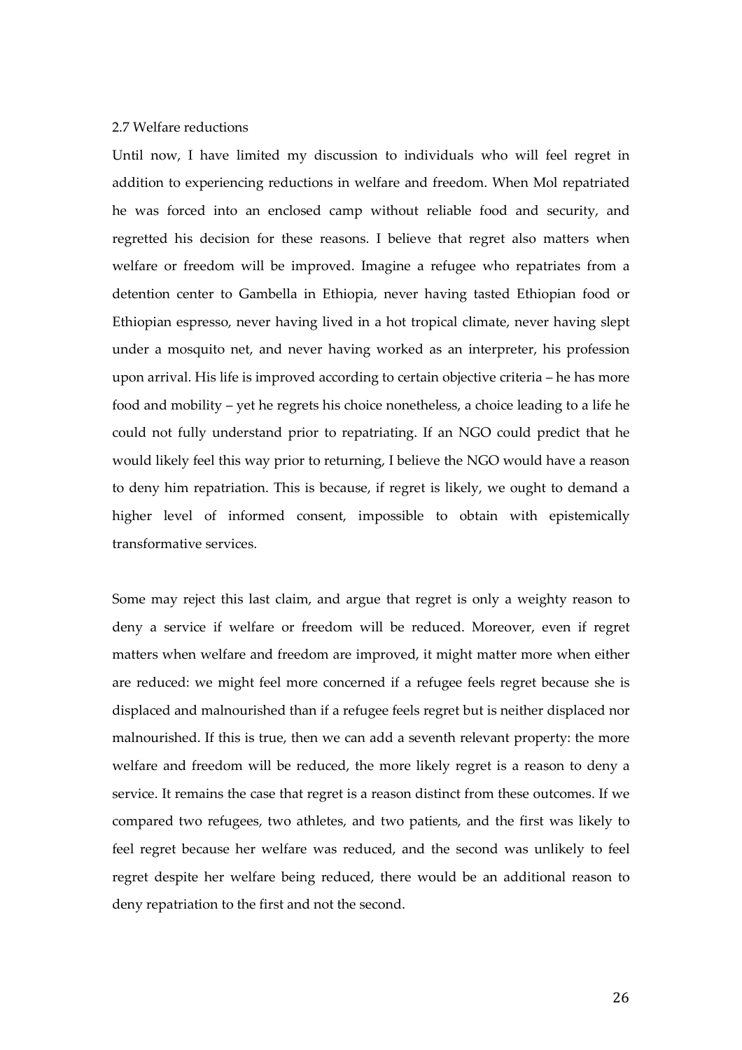### 2.7 Welfare reductions

Until now, I have limited my discussion to individuals who will feel regret in addition to experiencing reductions in welfare and freedom. When Mol repatriated he was forced into an enclosed camp without reliable food and security, and regretted his decision for these reasons. I believe that regret also matters when welfare or freedom will be improved. Imagine a refugee who repatriates from a detention center to Gambella in Ethiopia, never having tasted Ethiopian food or Ethiopian espresso, never having lived in a hot tropical climate, never having slept under a mosquito net, and never having worked as an interpreter, his profession upon arrival. His life is improved according to certain objective criteria – he has more food and mobility – yet he regrets his choice nonetheless, a choice leading to a life he could not fully understand prior to repatriating. If an NGO could predict that he would likely feel this way prior to returning, I believe the NGO would have a reason to deny him repatriation. This is because, if regret is likely, we ought to demand a higher level of informed consent, impossible to obtain with epistemically transformative services.

Some may reject this last claim, and argue that regret is only a weighty reason to deny a service if welfare or freedom will be reduced. Moreover, even if regret matters when welfare and freedom are improved, it might matter more when either are reduced: we might feel more concerned if a refugee feels regret because she is displaced and malnourished than if a refugee feels regret but is neither displaced nor malnourished. If this is true, then we can add a seventh relevant property: the more welfare and freedom will be reduced, the more likely regret is a reason to deny a service. It remains the case that regret is a reason distinct from these outcomes. If we compared two refugees, two athletes, and two patients, and the first was likely to feel regret because her welfare was reduced, and the second was unlikely to feel regret despite her welfare being reduced, there would be an additional reason to deny repatriation to the first and not the second.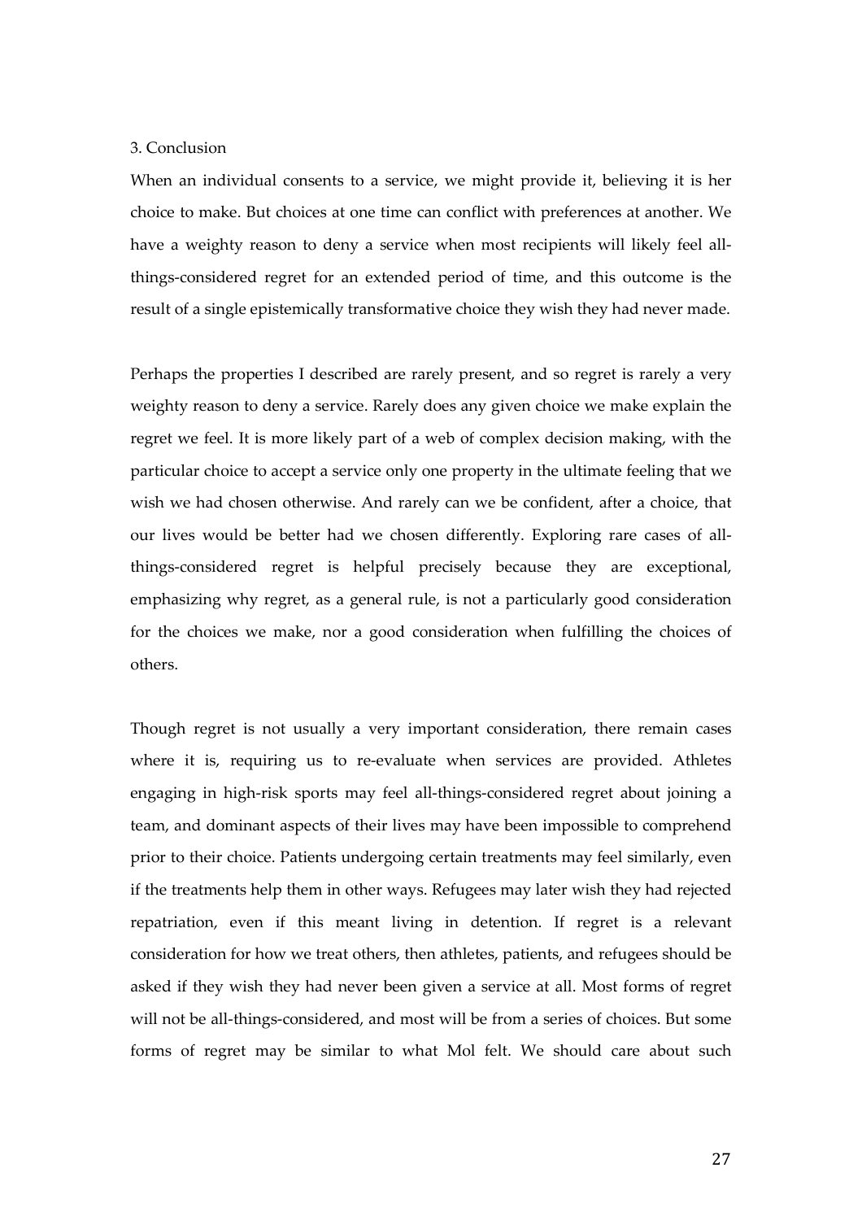## 3. Conclusion

When an individual consents to a service, we might provide it, believing it is her choice to make. But choices at one time can conflict with preferences at another. We have a weighty reason to deny a service when most recipients will likely feel all-things-considered regret for an extended period of time, and this outcome is the result of a single epistemically transformative choice they wish they had never made.

Perhaps the properties I described are rarely present, and so regret is rarely a very weighty reason to deny a service. Rarely does any given choice we make explain the regret we feel. It is more likely part of a web of complex decision making, with the particular choice to accept a service only one property in the ultimate feeling that we wish we had chosen otherwise. And rarely can we be confident, after a choice, that our lives would be better had we chosen differently. Exploring rare cases of all-things-considered regret is helpful precisely because they are exceptional, emphasizing why regret, as a general rule, is not a particularly good consideration for the choices we make, nor a good consideration when fulfilling the choices of others.

Though regret is not usually a very important consideration, there remain cases where it is, requiring us to re-evaluate when services are provided. Athletes engaging in high-risk sports may feel all-things-considered regret about joining a team, and dominant aspects of their lives may have been impossible to comprehend prior to their choice. Patients undergoing certain treatments may feel similarly, even if the treatments help them in other ways. Refugees may later wish they had rejected repatriation, even if this meant living in detention. If regret is a relevant consideration for how we treat others, then athletes, patients, and refugees should be asked if they wish they had never been given a service at all. Most forms of regret will not be all-things-considered, and most will be from a series of choices. But some forms of regret may be similar to what Mol felt. We should care about such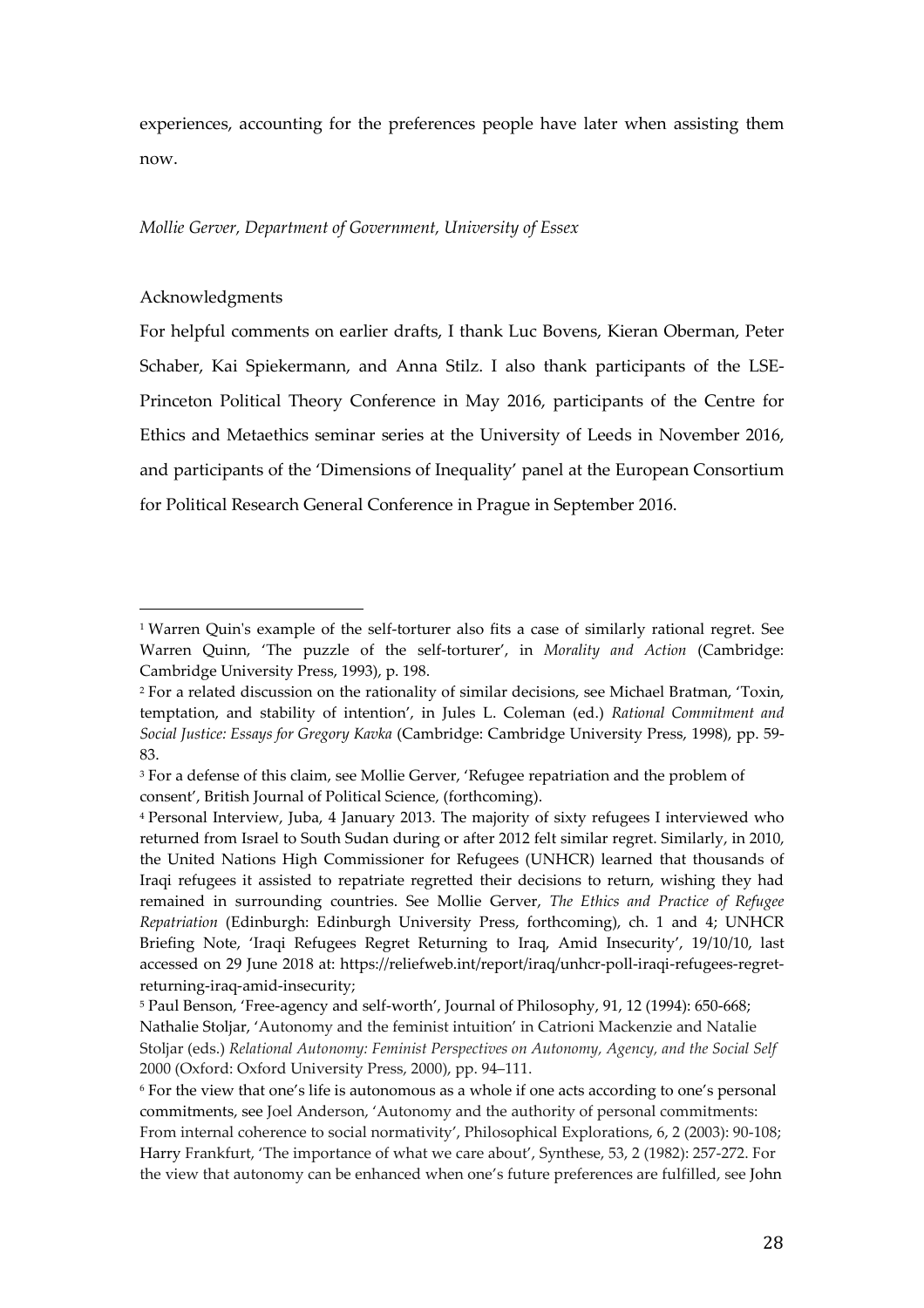experiences, accounting for the preferences people have later when assisting them now.

*Mollie Gerver, Department of Government, University of Essex*

Acknowledgments

For helpful comments on earlier drafts, I thank Luc Bovens, Kieran Oberman, Peter Schaber, Kai Spiekermann, and Anna Stilz. I also thank participants of the LSE-Princeton Political Theory Conference in May 2016, participants of the Centre for Ethics and Metaethics seminar series at the University of Leeds in November 2016, and participants of the 'Dimensions of Inequality' panel at the European Consortium for Political Research General Conference in Prague in September 2016.

---

[1] Warren Quin's example of the self-torturer also fits a case of similarly rational regret. See Warren Quinn, 'The puzzle of the self-torturer', in *Morality and Action* (Cambridge: Cambridge University Press, 1993), p. 198.

[2] For a related discussion on the rationality of similar decisions, see Michael Bratman, 'Toxin, temptation, and stability of intention', in Jules L. Coleman (ed.) *Rational Commitment and Social Justice: Essays for Gregory Kavka* (Cambridge: Cambridge University Press, 1998), pp. 59-83.

[3] For a defense of this claim, see Mollie Gerver, 'Refugee repatriation and the problem of consent', British Journal of Political Science, (forthcoming).

[4] Personal Interview, Juba, 4 January 2013. The majority of sixty refugees I interviewed who returned from Israel to South Sudan during or after 2012 felt similar regret. Similarly, in 2010, the United Nations High Commissioner for Refugees (UNHCR) learned that thousands of Iraqi refugees it assisted to repatriate regretted their decisions to return, wishing they had remained in surrounding countries. See Mollie Gerver, *The Ethics and Practice of Refugee Repatriation* (Edinburgh: Edinburgh University Press, forthcoming), ch. 1 and 4; UNHCR Briefing Note, 'Iraqi Refugees Regret Returning to Iraq, Amid Insecurity', 19/10/10, last accessed on 29 June 2018 at: https://reliefweb.int/report/iraq/unhcr-poll-iraqi-refugees-regret-returning-iraq-amid-insecurity;

[5] Paul Benson, 'Free-agency and self-worth', Journal of Philosophy, 91, 12 (1994): 650-668; Nathalie Stoljar, 'Autonomy and the feminist intuition' in Catrioni Mackenzie and Natalie Stoljar (eds.) *Relational Autonomy: Feminist Perspectives on Autonomy, Agency, and the Social Self* 2000 (Oxford: Oxford University Press, 2000), pp. 94–111.

[6] For the view that one's life is autonomous as a whole if one acts according to one's personal commitments, see Joel Anderson, 'Autonomy and the authority of personal commitments: From internal coherence to social normativity', Philosophical Explorations, 6, 2 (2003): 90-108; Harry Frankfurt, 'The importance of what we care about', Synthese, 53, 2 (1982): 257-272. For the view that autonomy can be enhanced when one's future preferences are fulfilled, see John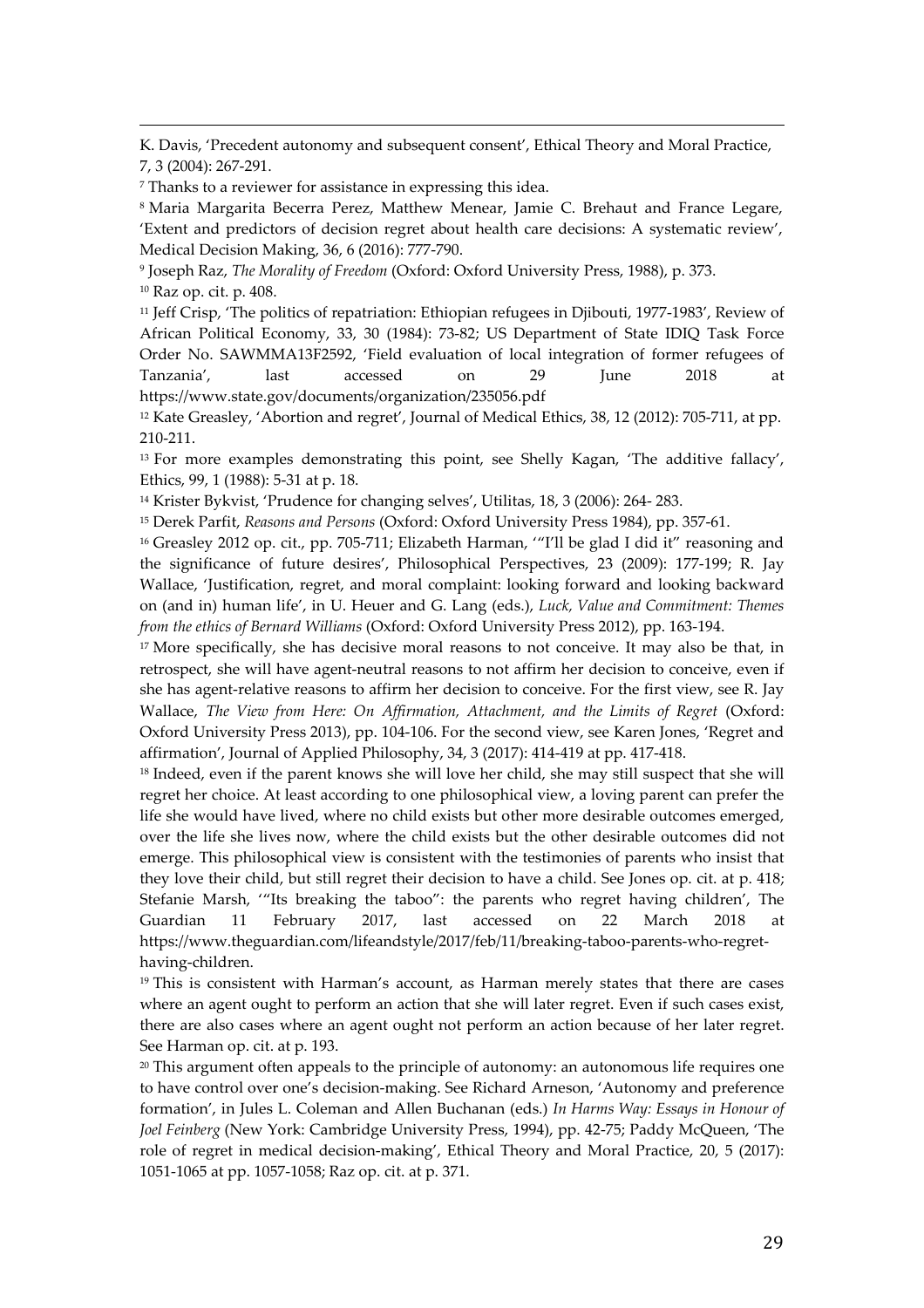K. Davis, 'Precedent autonomy and subsequent consent', Ethical Theory and Moral Practice, 7, 3 (2004): 267-291.

[7] Thanks to a reviewer for assistance in expressing this idea.

[8] Maria Margarita Becerra Perez, Matthew Menear, Jamie C. Brehaut and France Legare, 'Extent and predictors of decision regret about health care decisions: A systematic review', Medical Decision Making, 36, 6 (2016): 777-790.

[9] Joseph Raz, *The Morality of Freedom* (Oxford: Oxford University Press, 1988), p. 373.

[10] Raz op. cit. p. 408.

[11] Jeff Crisp, 'The politics of repatriation: Ethiopian refugees in Djibouti, 1977-1983', Review of African Political Economy, 33, 30 (1984): 73-82; US Department of State IDIQ Task Force Order No. SAWMMA13F2592, 'Field evaluation of local integration of former refugees of Tanzania', last accessed on 29 June 2018 at https://www.state.gov/documents/organization/235056.pdf

[12] Kate Greasley, 'Abortion and regret', Journal of Medical Ethics, 38, 12 (2012): 705-711, at pp. 210-211.

[13] For more examples demonstrating this point, see Shelly Kagan, 'The additive fallacy', Ethics, 99, 1 (1988): 5-31 at p. 18.

[14] Krister Bykvist, 'Prudence for changing selves', Utilitas, 18, 3 (2006): 264- 283.

[15] Derek Parfit, *Reasons and Persons* (Oxford: Oxford University Press 1984), pp. 357-61.

[16] Greasley 2012 op. cit., pp. 705-711; Elizabeth Harman, '"I'll be glad I did it" reasoning and the significance of future desires', Philosophical Perspectives, 23 (2009): 177-199; R. Jay Wallace, 'Justification, regret, and moral complaint: looking forward and looking backward on (and in) human life', in U. Heuer and G. Lang (eds.), *Luck, Value and Commitment: Themes from the ethics of Bernard Williams* (Oxford: Oxford University Press 2012), pp. 163-194.

[17] More specifically, she has decisive moral reasons to not conceive. It may also be that, in retrospect, she will have agent-neutral reasons to not affirm her decision to conceive, even if she has agent-relative reasons to affirm her decision to conceive. For the first view, see R. Jay Wallace, *The View from Here: On Affirmation, Attachment, and the Limits of Regret* (Oxford: Oxford University Press 2013), pp. 104-106. For the second view, see Karen Jones, 'Regret and affirmation', Journal of Applied Philosophy, 34, 3 (2017): 414-419 at pp. 417-418.

[18] Indeed, even if the parent knows she will love her child, she may still suspect that she will regret her choice. At least according to one philosophical view, a loving parent can prefer the life she would have lived, where no child exists but other more desirable outcomes emerged, over the life she lives now, where the child exists but the other desirable outcomes did not emerge. This philosophical view is consistent with the testimonies of parents who insist that they love their child, but still regret their decision to have a child. See Jones op. cit. at p. 418; Stefanie Marsh, '"Its breaking the taboo": the parents who regret having children', The Guardian 11 February 2017, last accessed on 22 March 2018 at https://www.theguardian.com/lifeandstyle/2017/feb/11/breaking-taboo-parents-who-regret-having-children.

[19] This is consistent with Harman's account, as Harman merely states that there are cases where an agent ought to perform an action that she will later regret. Even if such cases exist, there are also cases where an agent ought not perform an action because of her later regret. See Harman op. cit. at p. 193.

[20] This argument often appeals to the principle of autonomy: an autonomous life requires one to have control over one's decision-making. See Richard Arneson, 'Autonomy and preference formation', in Jules L. Coleman and Allen Buchanan (eds.) *In Harms Way: Essays in Honour of Joel Feinberg* (New York: Cambridge University Press, 1994), pp. 42-75; Paddy McQueen, 'The role of regret in medical decision-making', Ethical Theory and Moral Practice, 20, 5 (2017): 1051-1065 at pp. 1057-1058; Raz op. cit. at p. 371.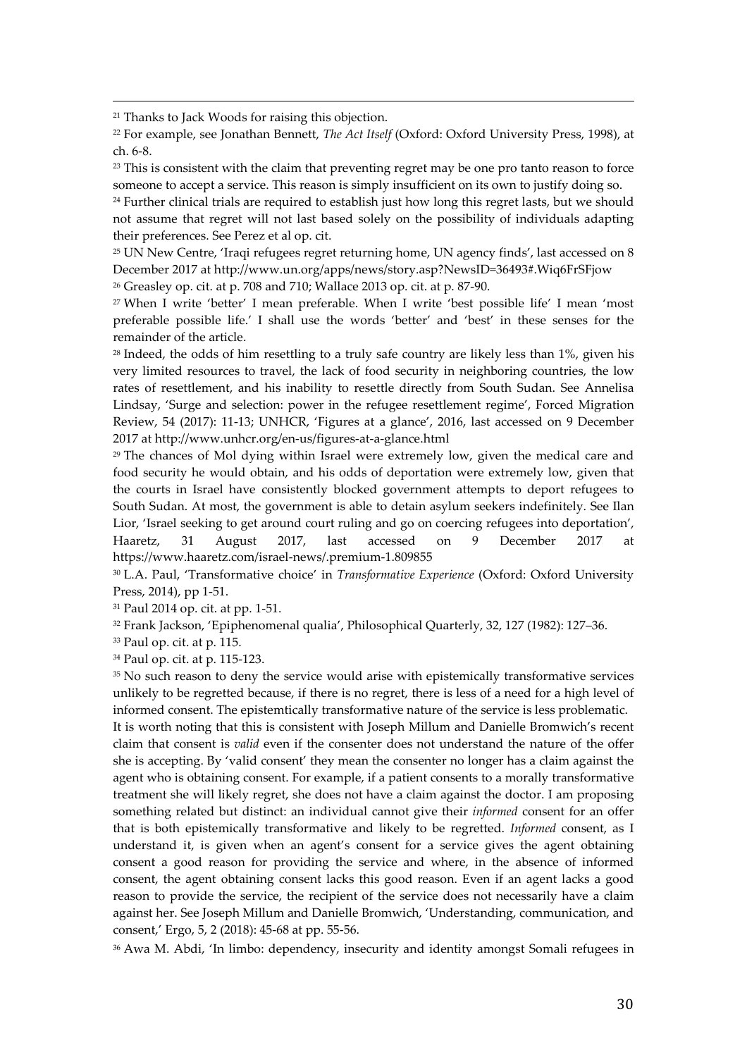[21] Thanks to Jack Woods for raising this objection.

[22] For example, see Jonathan Bennett, *The Act Itself* (Oxford: Oxford University Press, 1998), at ch. 6-8.

[23] This is consistent with the claim that preventing regret may be one pro tanto reason to force someone to accept a service. This reason is simply insufficient on its own to justify doing so.

[24] Further clinical trials are required to establish just how long this regret lasts, but we should not assume that regret will not last based solely on the possibility of individuals adapting their preferences. See Perez et al op. cit.

[25] UN New Centre, 'Iraqi refugees regret returning home, UN agency finds', last accessed on 8 December 2017 at http://www.un.org/apps/news/story.asp?NewsID=36493#.Wiq6FrSFjow

[26] Greasley op. cit. at p. 708 and 710; Wallace 2013 op. cit. at p. 87-90.

[27] When I write 'better' I mean preferable. When I write 'best possible life' I mean 'most preferable possible life.' I shall use the words 'better' and 'best' in these senses for the remainder of the article.

[28] Indeed, the odds of him resettling to a truly safe country are likely less than 1%, given his very limited resources to travel, the lack of food security in neighboring countries, the low rates of resettlement, and his inability to resettle directly from South Sudan. See Annelisa Lindsay, 'Surge and selection: power in the refugee resettlement regime', Forced Migration Review, 54 (2017): 11-13; UNHCR, 'Figures at a glance', 2016, last accessed on 9 December 2017 at http://unhcr.org/en-us/figures-at-a-glance.html

[29] The chances of Mol dying within Israel were extremely low, given the medical care and food security he would obtain, and his odds of deportation were extremely low, given that the courts in Israel have consistently blocked government attempts to deport refugees to South Sudan. At most, the government is able to detain asylum seekers indefinitely. See Ilan Lior, 'Israel seeking to get around court ruling and go on coercing refugees into deportation', Haaretz, 31 August 2017, last accessed on 9 December 2017 at https://www.haaretz.com/israel-news/.premium-1.809855

[30] L.A. Paul, 'Transformative choice' in *Transformative Experience* (Oxford: Oxford University Press, 2014), pp 1-51.

[31] Paul 2014 op. cit. at pp. 1-51.

[32] Frank Jackson, 'Epiphenomenal qualia', Philosophical Quarterly, 32, 127 (1982): 127–36.

[33] Paul op. cit. at p. 115.

[34] Paul op. cit. at p. 115-123.

[35] No such reason to deny the service would arise with epistemically transformative services unlikely to be regretted because, if there is no regret, there is less of a need for a high level of informed consent. The epistemtically transformative nature of the service is less problematic.

It is worth noting that this is consistent with Joseph Millum and Danielle Bromwich's recent claim that consent is *valid* even if the consenter does not understand the nature of the offer she is accepting. By 'valid consent' they mean the consenter no longer has a claim against the agent who is obtaining consent. For example, if a patient consents to a morally transformative treatment she will likely regret, she does not have a claim against the doctor. I am proposing something related but distinct: an individual cannot give their *informed* consent for an offer that is both epistemically transformative and likely to be regretted. *Informed* consent, as I understand it, is given when an agent's consent for a service gives the agent obtaining consent a good reason for providing the service and where, in the absence of informed consent, the agent obtaining consent lacks this good reason. Even if an agent lacks a good reason to provide the service, the recipient of the service does not necessarily have a claim against her. See Joseph Millum and Danielle Bromwich, 'Understanding, communication, and consent,' Ergo, 5, 2 (2018): 45-68 at pp. 55-56.

[36] Awa M. Abdi, 'In limbo: dependency, insecurity and identity amongst Somali refugees in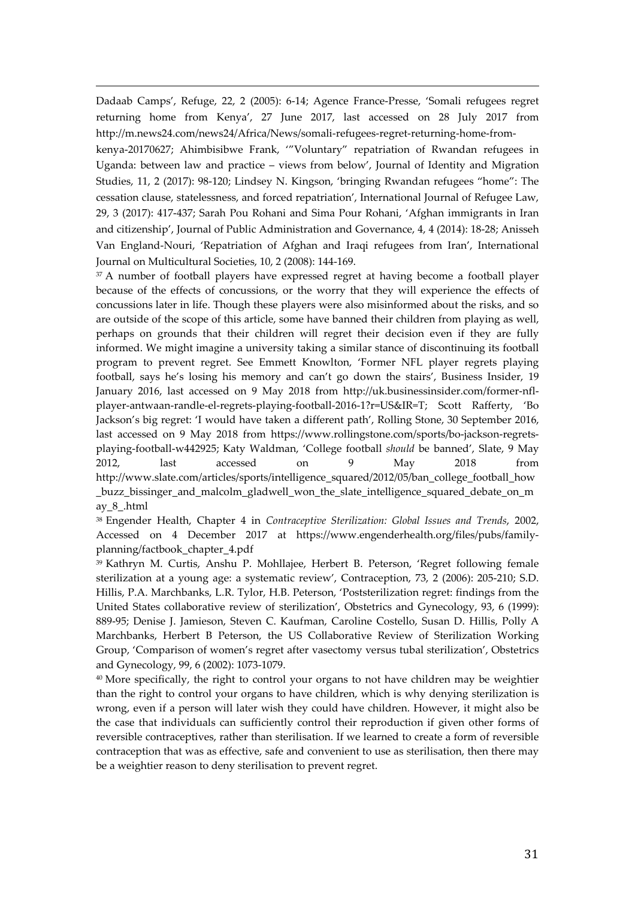Dadaab Camps', Refuge, 22, 2 (2005): 6-14; Agence France-Presse, 'Somali refugees regret returning home from Kenya', 27 June 2017, last accessed on 28 July 2017 from http://m.news24.com/news24/Africa/News/somali-refugees-regret-returning-home-from-kenya-20170627; Ahimbisibwe Frank, '"Voluntary" repatriation of Rwandan refugees in Uganda: between law and practice – views from below', Journal of Identity and Migration Studies, 11, 2 (2017): 98-120; Lindsey N. Kingson, 'bringing Rwandan refugees "home": The cessation clause, statelessness, and forced repatriation', International Journal of Refugee Law, 29, 3 (2017): 417-437; Sarah Pou Rohani and Sima Pour Rohani, 'Afghan immigrants in Iran and citizenship', Journal of Public Administration and Governance, 4, 4 (2014): 18-28; Anisseh Van England-Nouri, 'Repatriation of Afghan and Iraqi refugees from Iran', International Journal on Multicultural Societies, 10, 2 (2008): 144-169.

[37] A number of football players have expressed regret at having become a football player because of the effects of concussions, or the worry that they will experience the effects of concussions later in life. Though these players were also misinformed about the risks, and so are outside of the scope of this article, some have banned their children from playing as well, perhaps on grounds that their children will regret their decision even if they are fully informed. We might imagine a university taking a similar stance of discontinuing its football program to prevent regret. See Emmett Knowlton, 'Former NFL player regrets playing football, says he's losing his memory and can't go down the stairs', Business Insider, 19 January 2016, last accessed on 9 May 2018 from http://uk.businessinsider.com/former-nfl-player-antwaan-randle-el-regrets-playing-football-2016-1?r=US&IR=T; Scott Rafferty, 'Bo Jackson's big regret: 'I would have taken a different path', Rolling Stone, 30 September 2016, last accessed on 9 May 2018 from https://www.rollingstone.com/sports/bo-jackson-regrets-playing-football-w442925; Katy Waldman, 'College football *should* be banned', Slate, 9 May 2012, last accessed on 9 May 2018 from http://www.slate.com/articles/sports/intelligence_squared/2012/05/ban_college_football_how_buzz_bissinger_and_malcolm_gladwell_won_the_slate_intelligence_squared_debate_on_may_8_.html

[38] Engender Health, Chapter 4 in *Contraceptive Sterilization: Global Issues and Trends*, 2002, Accessed on 4 December 2017 at https://www.engenderhealth.org/files/pubs/family-planning/factbook_chapter_4.pdf

[39] Kathryn M. Curtis, Anshu P. Mohllajee, Herbert B. Peterson, 'Regret following female sterilization at a young age: a systematic review', Contraception, 73, 2 (2006): 205-210; S.D. Hillis, P.A. Marchbanks, L.R. Tylor, H.B. Peterson, 'Poststerilization regret: findings from the United States collaborative review of sterilization', Obstetrics and Gynecology, 93, 6 (1999): 889-95; Denise J. Jamieson, Steven C. Kaufman, Caroline Costello, Susan D. Hillis, Polly A Marchbanks, Herbert B Peterson, the US Collaborative Review of Sterilization Working Group, 'Comparison of women's regret after vasectomy versus tubal sterilization', Obstetrics and Gynecology, 99, 6 (2002): 1073-1079.

[40] More specifically, the right to control your organs to not have children may be weightier than the right to control your organs to have children, which is why denying sterilization is wrong, even if a person will later wish they could have children. However, it might also be the case that individuals can sufficiently control their reproduction if given other forms of reversible contraceptives, rather than sterilisation. If we learned to create a form of reversible contraception that was as effective, safe and convenient to use as sterilisation, then there may be a weightier reason to deny sterilisation to prevent regret.